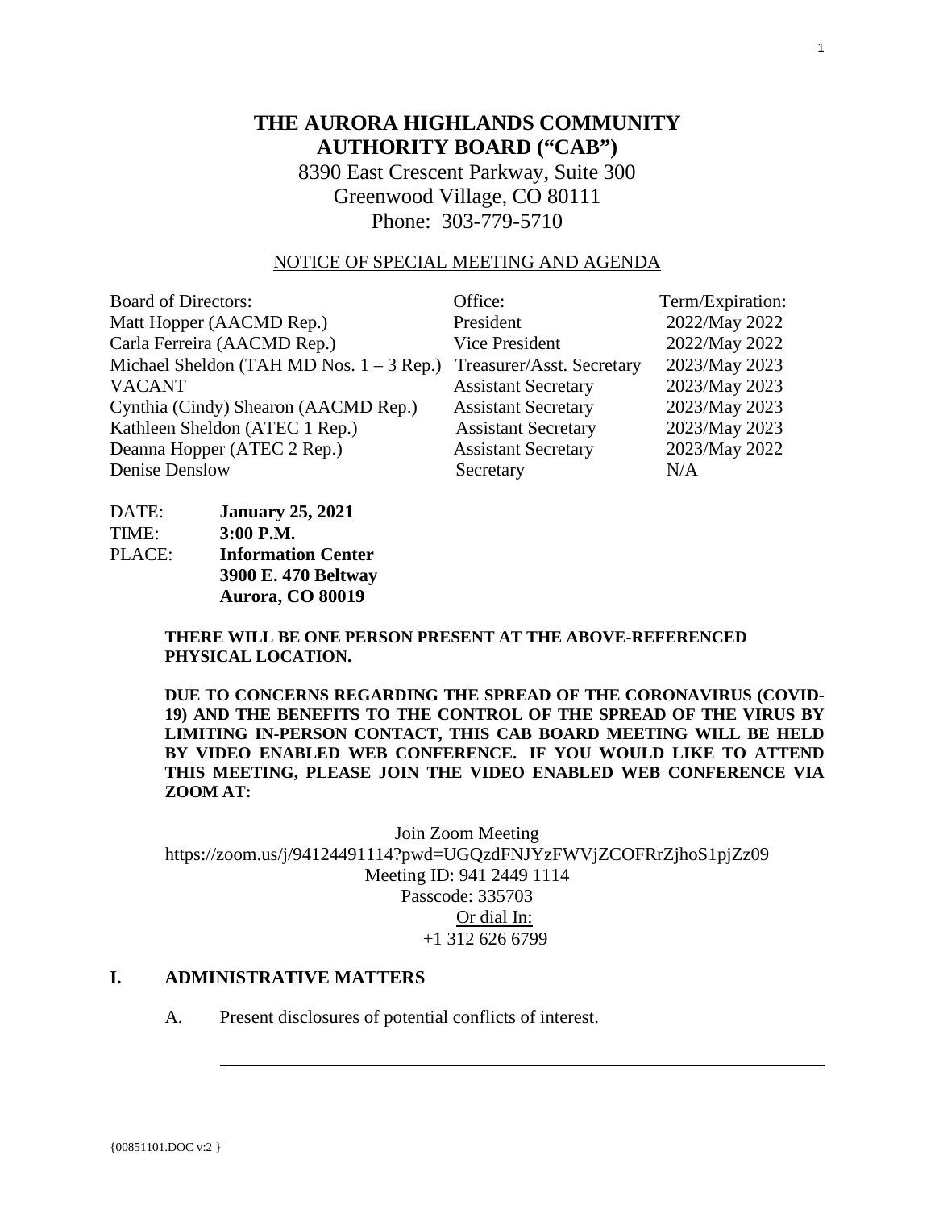# THE AURORA HIGHLANDS COMMUNITY AUTHORITY BOARD ("CAB")

8390 East Crescent Parkway, Suite 300
Greenwood Village, CO 80111
Phone: 303-779-5710

## NOTICE OF SPECIAL MEETING AND AGENDA

| Board of Directors: | Office: | Term/Expiration: |
|---|---|---|
| Matt Hopper (AACMD Rep.) | President | 2022/May 2022 |
| Carla Ferreira (AACMD Rep.) | Vice President | 2022/May 2022 |
| Michael Sheldon (TAH MD Nos. 1 – 3 Rep.) | Treasurer/Asst. Secretary | 2023/May 2023 |
| VACANT | Assistant Secretary | 2023/May 2023 |
| Cynthia (Cindy) Shearon (AACMD Rep.) | Assistant Secretary | 2023/May 2023 |
| Kathleen Sheldon (ATEC 1 Rep.) | Assistant Secretary | 2023/May 2023 |
| Deanna Hopper (ATEC 2 Rep.) | Assistant Secretary | 2023/May 2022 |
| Denise Denslow | Secretary | N/A |

DATE: **January 25, 2021**
TIME: **3:00 P.M.**
PLACE: **Information Center**
**3900 E. 470 Beltway**
**Aurora, CO 80019**

**THERE WILL BE ONE PERSON PRESENT AT THE ABOVE-REFERENCED PHYSICAL LOCATION.**

**DUE TO CONCERNS REGARDING THE SPREAD OF THE CORONAVIRUS (COVID-19) AND THE BENEFITS TO THE CONTROL OF THE SPREAD OF THE VIRUS BY LIMITING IN-PERSON CONTACT, THIS CAB BOARD MEETING WILL BE HELD BY VIDEO ENABLED WEB CONFERENCE. IF YOU WOULD LIKE TO ATTEND THIS MEETING, PLEASE JOIN THE VIDEO ENABLED WEB CONFERENCE VIA ZOOM AT:**

Join Zoom Meeting
https://zoom.us/j/94124491114?pwd=UGQzdFNJYzFWVjZCOFRrZjhoS1pjZz09
Meeting ID: 941 2449 1114
Passcode: 335703
Or dial In:
+1 312 626 6799

## I. ADMINISTRATIVE MATTERS

A. Present disclosures of potential conflicts of interest.

---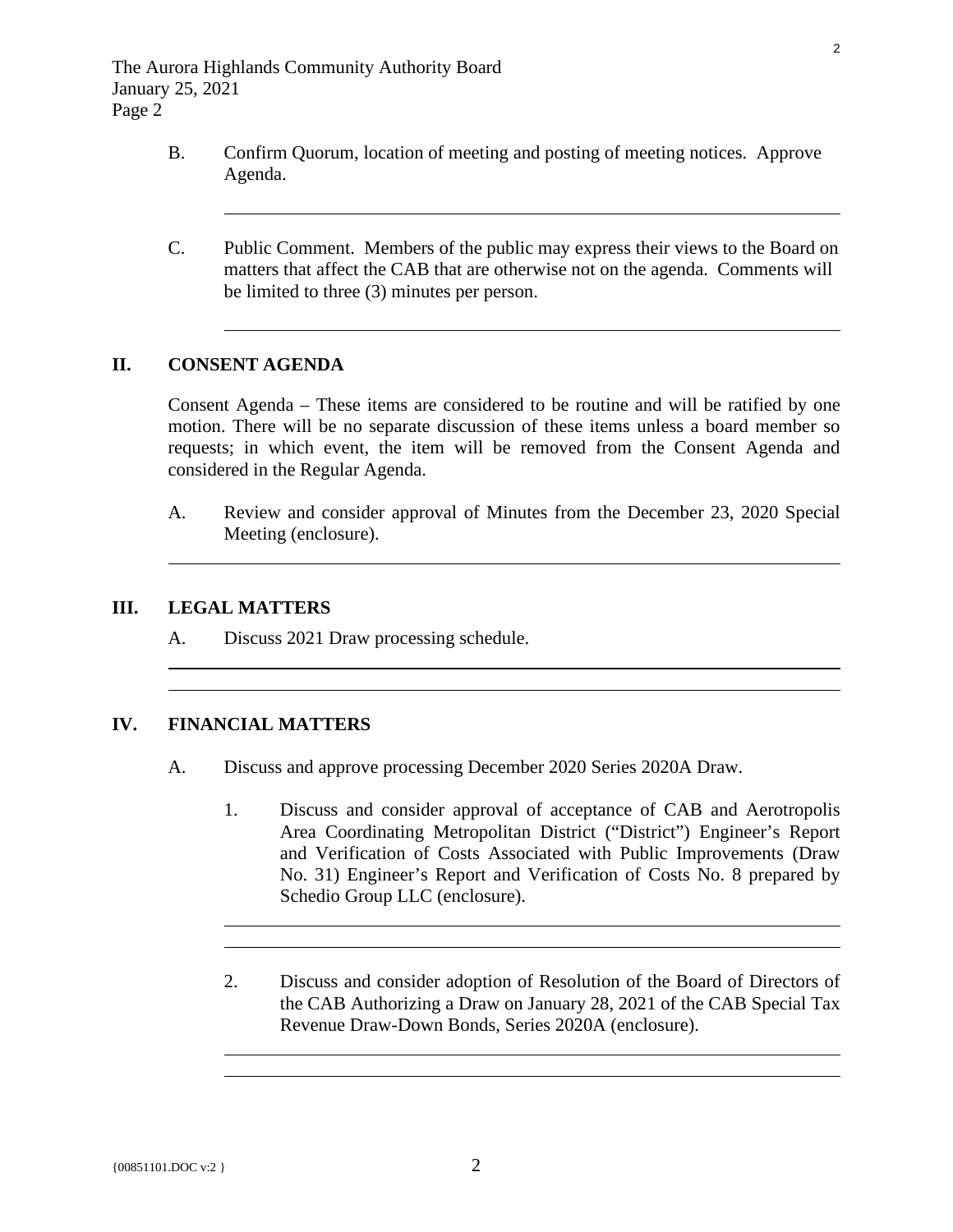B. Confirm Quorum, location of meeting and posting of meeting notices. Approve Agenda.

C. Public Comment. Members of the public may express their views to the Board on matters that affect the CAB that are otherwise not on the agenda. Comments will be limited to three (3) minutes per person.

## II. CONSENT AGENDA

Consent Agenda – These items are considered to be routine and will be ratified by one motion. There will be no separate discussion of these items unless a board member so requests; in which event, the item will be removed from the Consent Agenda and considered in the Regular Agenda.

A. Review and consider approval of Minutes from the December 23, 2020 Special Meeting (enclosure).

## III. LEGAL MATTERS

A. Discuss 2021 Draw processing schedule.

## IV. FINANCIAL MATTERS

A. Discuss and approve processing December 2020 Series 2020A Draw.

1. Discuss and consider approval of acceptance of CAB and Aerotropolis Area Coordinating Metropolitan District ("District") Engineer's Report and Verification of Costs Associated with Public Improvements (Draw No. 31) Engineer's Report and Verification of Costs No. 8 prepared by Schedio Group LLC (enclosure).

2. Discuss and consider adoption of Resolution of the Board of Directors of the CAB Authorizing a Draw on January 28, 2021 of the CAB Special Tax Revenue Draw-Down Bonds, Series 2020A (enclosure).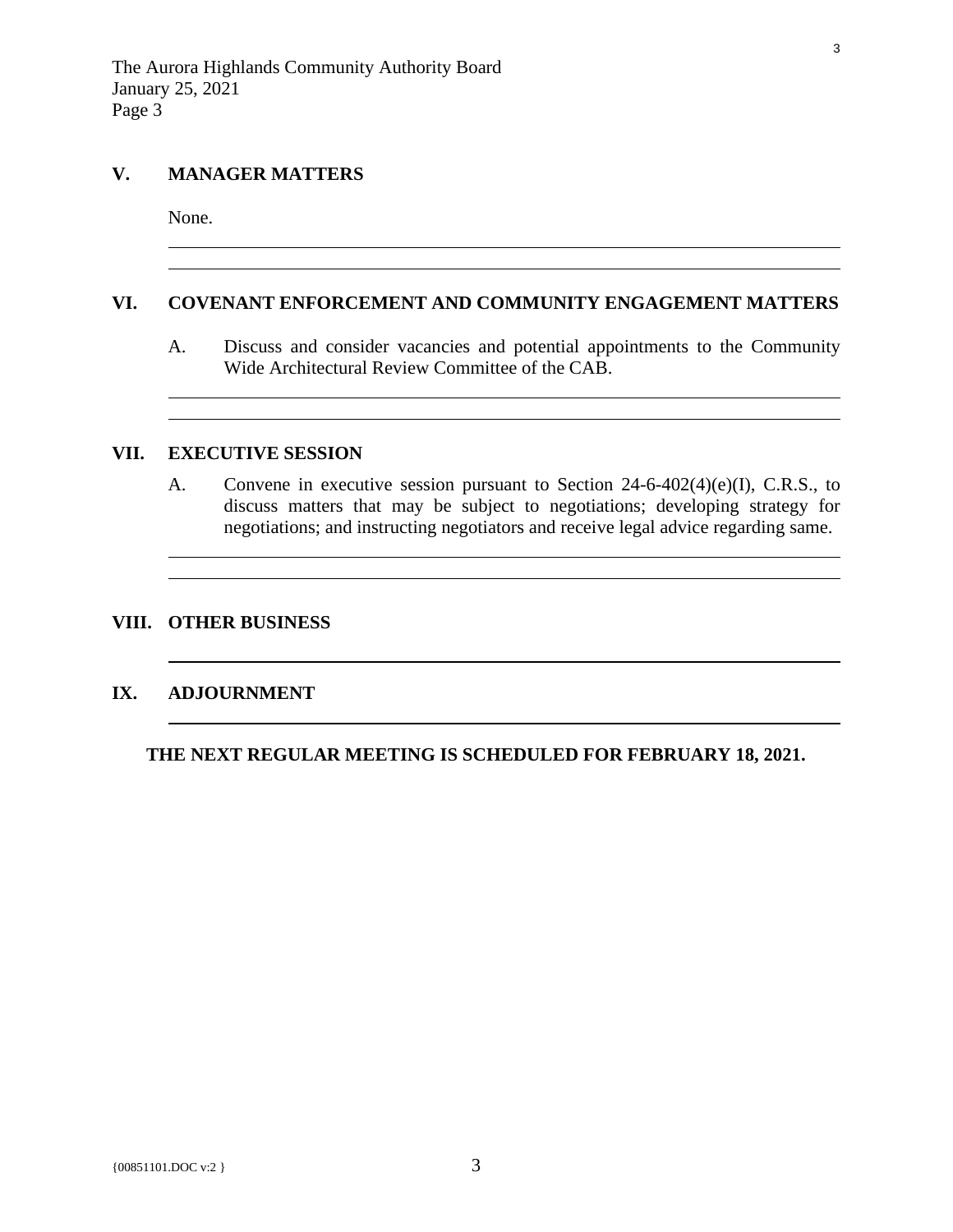## V. MANAGER MATTERS

None.

## VI. COVENANT ENFORCEMENT AND COMMUNITY ENGAGEMENT MATTERS

A. Discuss and consider vacancies and potential appointments to the Community Wide Architectural Review Committee of the CAB.

## VII. EXECUTIVE SESSION

A. Convene in executive session pursuant to Section 24-6-402(4)(e)(I), C.R.S., to discuss matters that may be subject to negotiations; developing strategy for negotiations; and instructing negotiators and receive legal advice regarding same.

## VIII. OTHER BUSINESS

## IX. ADJOURNMENT

**THE NEXT REGULAR MEETING IS SCHEDULED FOR FEBRUARY 18, 2021.**

{00851101.DOC v:2 }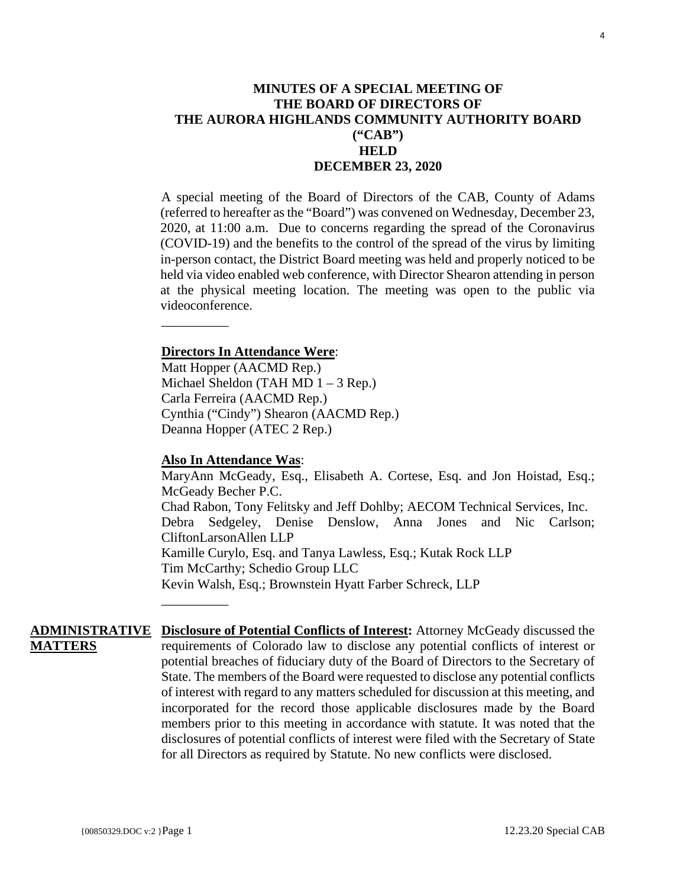# MINUTES OF A SPECIAL MEETING OF THE BOARD OF DIRECTORS OF THE AURORA HIGHLANDS COMMUNITY AUTHORITY BOARD ("CAB") HELD DECEMBER 23, 2020

A special meeting of the Board of Directors of the CAB, County of Adams (referred to hereafter as the "Board") was convened on Wednesday, December 23, 2020, at 11:00 a.m. Due to concerns regarding the spread of the Coronavirus (COVID-19) and the benefits to the control of the spread of the virus by limiting in-person contact, the District Board meeting was held and properly noticed to be held via video enabled web conference, with Director Shearon attending in person at the physical meeting location. The meeting was open to the public via videoconference.

---

**Directors In Attendance Were**:

Matt Hopper (AACMD Rep.)
Michael Sheldon (TAH MD 1 – 3 Rep.)
Carla Ferreira (AACMD Rep.)
Cynthia ("Cindy") Shearon (AACMD Rep.)
Deanna Hopper (ATEC 2 Rep.)

**Also In Attendance Was**:

MaryAnn McGeady, Esq., Elisabeth A. Cortese, Esq. and Jon Hoistad, Esq.; McGeady Becher P.C.
Chad Rabon, Tony Felitsky and Jeff Dohlby; AECOM Technical Services, Inc.
Debra Sedgeley, Denise Denslow, Anna Jones and Nic Carlson; CliftonLarsonAllen LLP
Kamille Curylo, Esq. and Tanya Lawless, Esq.; Kutak Rock LLP
Tim McCarthy; Schedio Group LLC
Kevin Walsh, Esq.; Brownstein Hyatt Farber Schreck, LLP

---

**ADMINISTRATIVE MATTERS**

**Disclosure of Potential Conflicts of Interest:** Attorney McGeady discussed the requirements of Colorado law to disclose any potential conflicts of interest or potential breaches of fiduciary duty of the Board of Directors to the Secretary of State. The members of the Board were requested to disclose any potential conflicts of interest with regard to any matters scheduled for discussion at this meeting, and incorporated for the record those applicable disclosures made by the Board members prior to this meeting in accordance with statute. It was noted that the disclosures of potential conflicts of interest were filed with the Secretary of State for all Directors as required by Statute. No new conflicts were disclosed.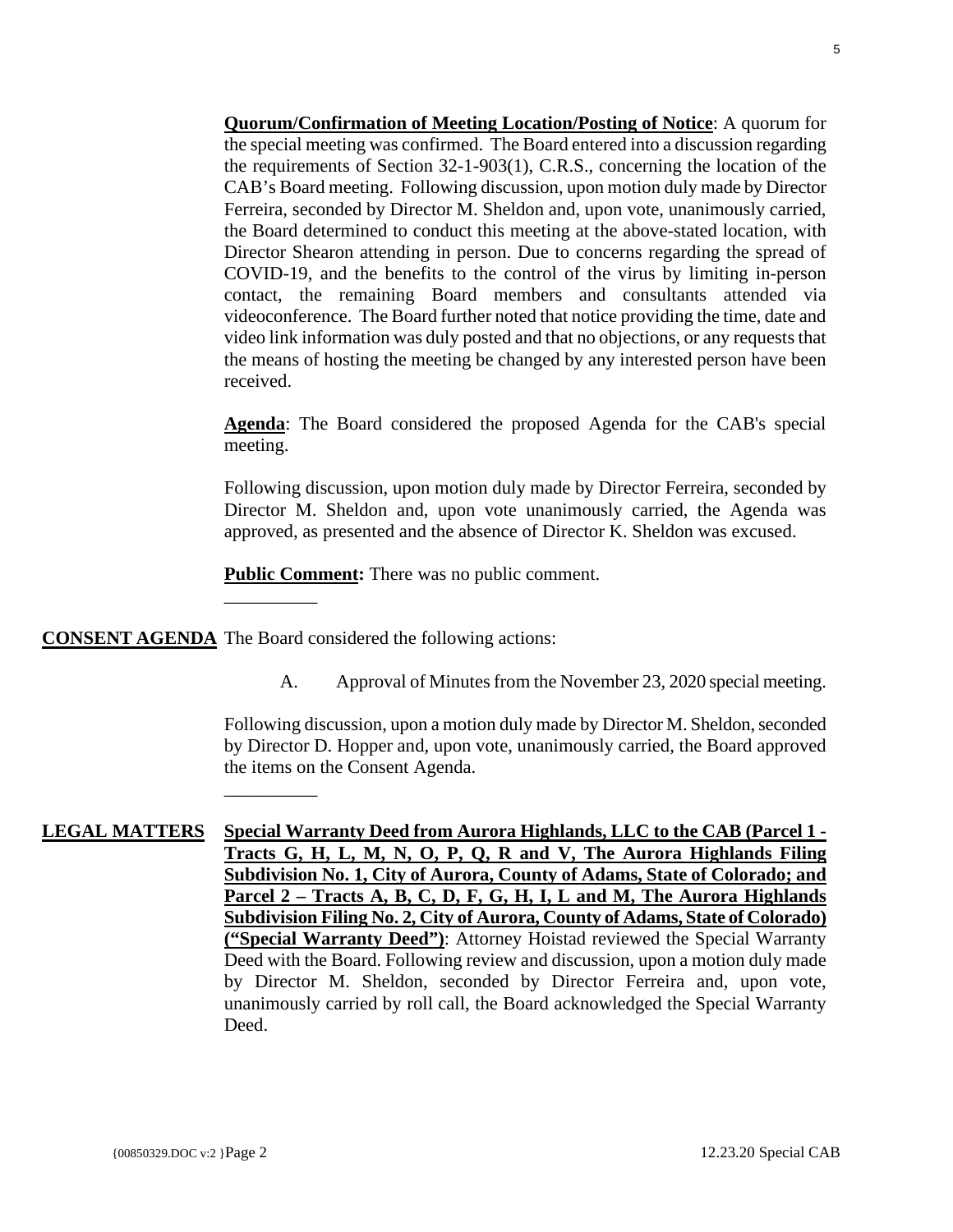**Quorum/Confirmation of Meeting Location/Posting of Notice**: A quorum for the special meeting was confirmed. The Board entered into a discussion regarding the requirements of Section 32-1-903(1), C.R.S., concerning the location of the CAB's Board meeting. Following discussion, upon motion duly made by Director Ferreira, seconded by Director M. Sheldon and, upon vote, unanimously carried, the Board determined to conduct this meeting at the above-stated location, with Director Shearon attending in person. Due to concerns regarding the spread of COVID-19, and the benefits to the control of the virus by limiting in-person contact, the remaining Board members and consultants attended via videoconference. The Board further noted that notice providing the time, date and video link information was duly posted and that no objections, or any requests that the means of hosting the meeting be changed by any interested person have been received.

**Agenda**: The Board considered the proposed Agenda for the CAB's special meeting.

Following discussion, upon motion duly made by Director Ferreira, seconded by Director M. Sheldon and, upon vote unanimously carried, the Agenda was approved, as presented and the absence of Director K. Sheldon was excused.

**Public Comment:** There was no public comment.

__________

**CONSENT AGENDA** The Board considered the following actions:

A. Approval of Minutes from the November 23, 2020 special meeting.

Following discussion, upon a motion duly made by Director M. Sheldon, seconded by Director D. Hopper and, upon vote, unanimously carried, the Board approved the items on the Consent Agenda.

__________

**LEGAL MATTERS** **Special Warranty Deed from Aurora Highlands, LLC to the CAB (Parcel 1 - Tracts G, H, L, M, N, O, P, Q, R and V, The Aurora Highlands Filing Subdivision No. 1, City of Aurora, County of Adams, State of Colorado; and Parcel 2 – Tracts A, B, C, D, F, G, H, I, L and M, The Aurora Highlands Subdivision Filing No. 2, City of Aurora, County of Adams, State of Colorado) ("Special Warranty Deed")**: Attorney Hoistad reviewed the Special Warranty Deed with the Board. Following review and discussion, upon a motion duly made by Director M. Sheldon, seconded by Director Ferreira and, upon vote, unanimously carried by roll call, the Board acknowledged the Special Warranty Deed.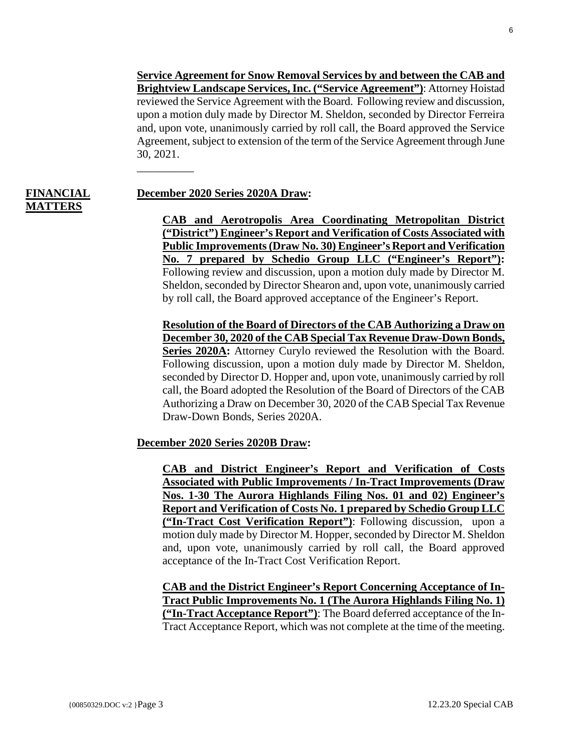**<u>Service Agreement for Snow Removal Services by and between the CAB and Brightview Landscape Services, Inc. ("Service Agreement")</u>**: Attorney Hoistad reviewed the Service Agreement with the Board. Following review and discussion, upon a motion duly made by Director M. Sheldon, seconded by Director Ferreira and, upon vote, unanimously carried by roll call, the Board approved the Service Agreement, subject to extension of the term of the Service Agreement through June 30, 2021.

__________

**<u>FINANCIAL MATTERS</u>**

**<u>December 2020 Series 2020A Draw</u>:**

**<u>CAB and Aerotropolis Area Coordinating Metropolitan District ("District") Engineer's Report and Verification of Costs Associated with Public Improvements (Draw No. 30) Engineer's Report and Verification No. 7 prepared by Schedio Group LLC ("Engineer's Report")</u>:** Following review and discussion, upon a motion duly made by Director M. Sheldon, seconded by Director Shearon and, upon vote, unanimously carried by roll call, the Board approved acceptance of the Engineer's Report.

**<u>Resolution of the Board of Directors of the CAB Authorizing a Draw on December 30, 2020 of the CAB Special Tax Revenue Draw-Down Bonds, Series 2020A</u>:** Attorney Curylo reviewed the Resolution with the Board. Following discussion, upon a motion duly made by Director M. Sheldon, seconded by Director D. Hopper and, upon vote, unanimously carried by roll call, the Board adopted the Resolution of the Board of Directors of the CAB Authorizing a Draw on December 30, 2020 of the CAB Special Tax Revenue Draw-Down Bonds, Series 2020A.

**<u>December 2020 Series 2020B Draw</u>:**

**<u>CAB and District Engineer's Report and Verification of Costs Associated with Public Improvements / In-Tract Improvements (Draw Nos. 1-30 The Aurora Highlands Filing Nos. 01 and 02) Engineer's Report and Verification of Costs No. 1 prepared by Schedio Group LLC ("In-Tract Cost Verification Report")</u>**: Following discussion, upon a motion duly made by Director M. Hopper, seconded by Director M. Sheldon and, upon vote, unanimously carried by roll call, the Board approved acceptance of the In-Tract Cost Verification Report.

**<u>CAB and the District Engineer's Report Concerning Acceptance of In-Tract Public Improvements No. 1 (The Aurora Highlands Filing No. 1) ("In-Tract Acceptance Report")</u>**: The Board deferred acceptance of the In-Tract Acceptance Report, which was not complete at the time of the meeting.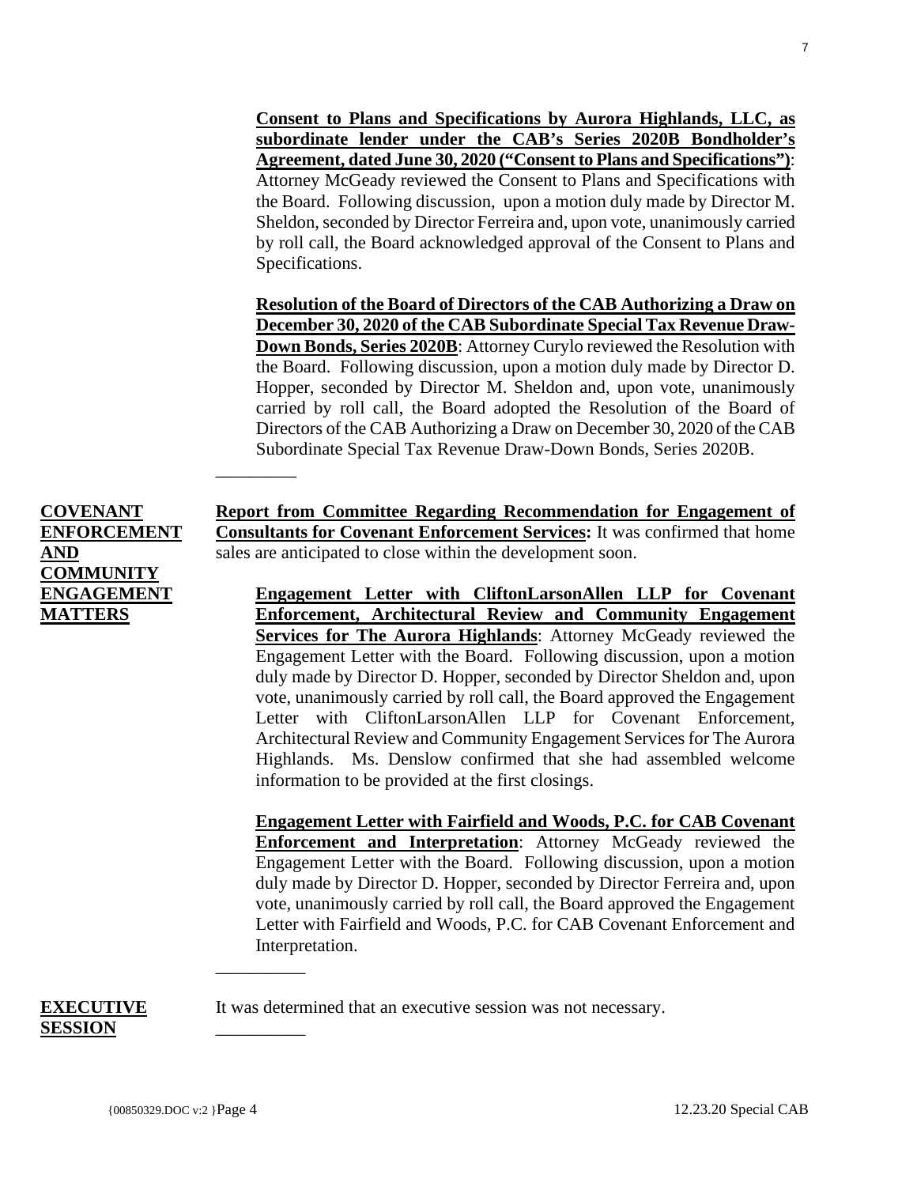**Consent to Plans and Specifications by Aurora Highlands, LLC, as subordinate lender under the CAB's Series 2020B Bondholder's Agreement, dated June 30, 2020 ("Consent to Plans and Specifications")**: Attorney McGeady reviewed the Consent to Plans and Specifications with the Board. Following discussion, upon a motion duly made by Director M. Sheldon, seconded by Director Ferreira and, upon vote, unanimously carried by roll call, the Board acknowledged approval of the Consent to Plans and Specifications.

**Resolution of the Board of Directors of the CAB Authorizing a Draw on December 30, 2020 of the CAB Subordinate Special Tax Revenue Draw-Down Bonds, Series 2020B**: Attorney Curylo reviewed the Resolution with the Board. Following discussion, upon a motion duly made by Director D. Hopper, seconded by Director M. Sheldon and, upon vote, unanimously carried by roll call, the Board adopted the Resolution of the Board of Directors of the CAB Authorizing a Draw on December 30, 2020 of the CAB Subordinate Special Tax Revenue Draw-Down Bonds, Series 2020B.

_________

**COVENANT ENFORCEMENT AND COMMUNITY ENGAGEMENT MATTERS**

**Report from Committee Regarding Recommendation for Engagement of Consultants for Covenant Enforcement Services:** It was confirmed that home sales are anticipated to close within the development soon.

**Engagement Letter with CliftonLarsonAllen LLP for Covenant Enforcement, Architectural Review and Community Engagement Services for The Aurora Highlands**: Attorney McGeady reviewed the Engagement Letter with the Board. Following discussion, upon a motion duly made by Director D. Hopper, seconded by Director Sheldon and, upon vote, unanimously carried by roll call, the Board approved the Engagement Letter with CliftonLarsonAllen LLP for Covenant Enforcement, Architectural Review and Community Engagement Services for The Aurora Highlands. Ms. Denslow confirmed that she had assembled welcome information to be provided at the first closings.

**Engagement Letter with Fairfield and Woods, P.C. for CAB Covenant Enforcement and Interpretation**: Attorney McGeady reviewed the Engagement Letter with the Board. Following discussion, upon a motion duly made by Director D. Hopper, seconded by Director Ferreira and, upon vote, unanimously carried by roll call, the Board approved the Engagement Letter with Fairfield and Woods, P.C. for CAB Covenant Enforcement and Interpretation.

__________

**EXECUTIVE SESSION**

It was determined that an executive session was not necessary.

__________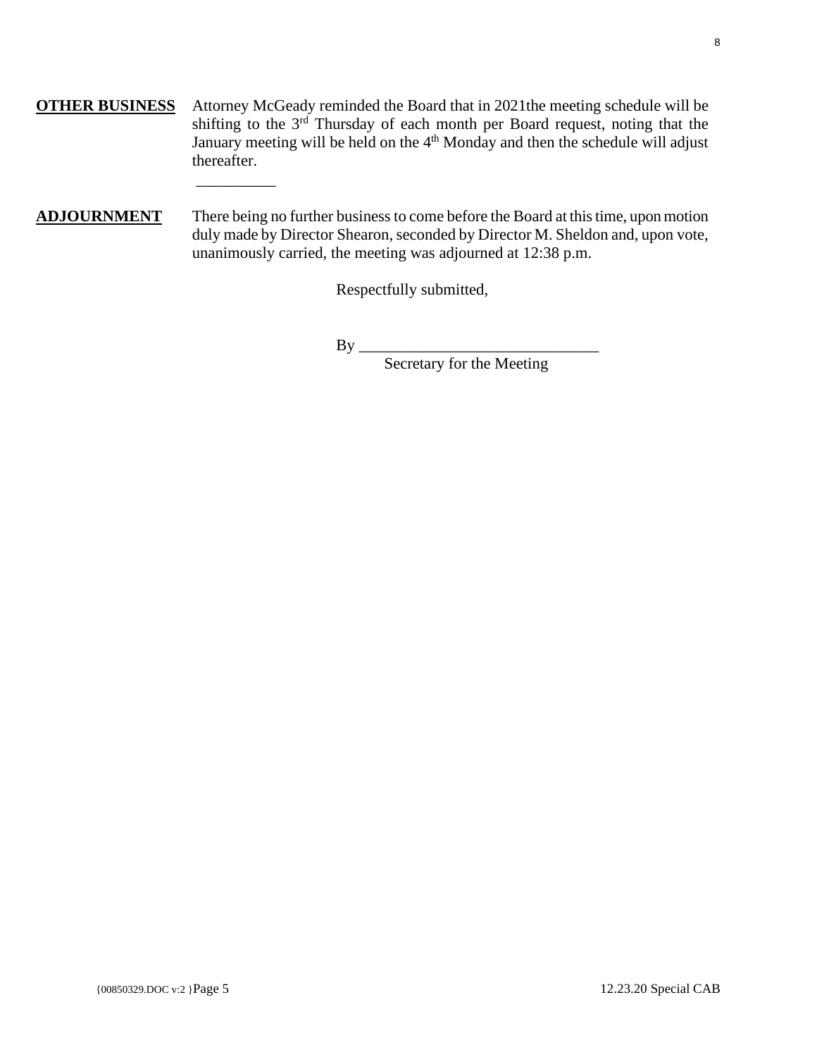**OTHER BUSINESS** Attorney McGeady reminded the Board that in 2021the meeting schedule will be shifting to the 3rd Thursday of each month per Board request, noting that the January meeting will be held on the 4th Monday and then the schedule will adjust thereafter.

__________

**ADJOURNMENT** There being no further business to come before the Board at this time, upon motion duly made by Director Shearon, seconded by Director M. Sheldon and, upon vote, unanimously carried, the meeting was adjourned at 12:38 p.m.

Respectfully submitted,

By ______________________________
Secretary for the Meeting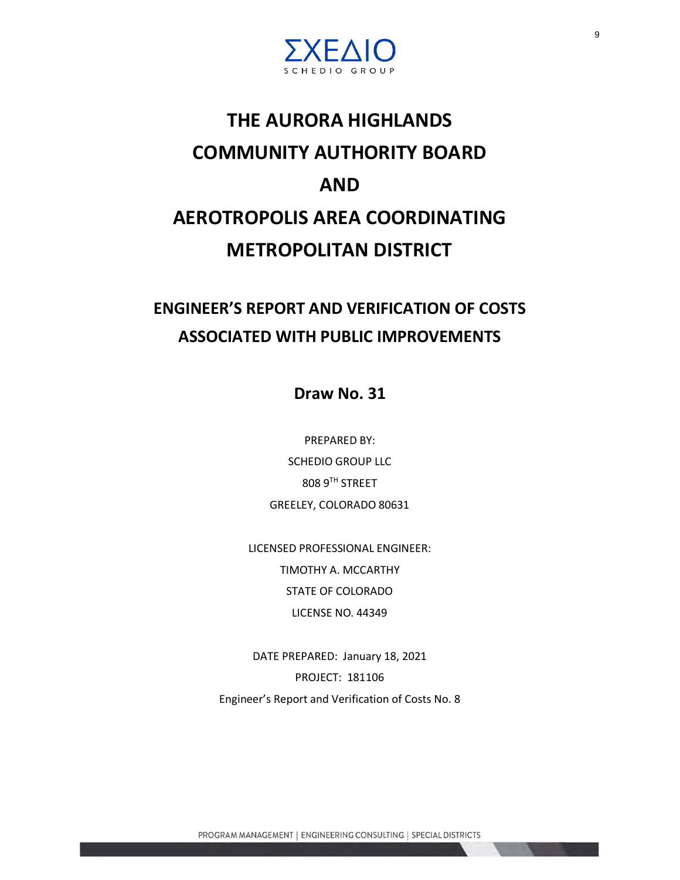ΣΧΕΔΙΟ
SCHEDIO GROUP

# THE AURORA HIGHLANDS COMMUNITY AUTHORITY BOARD AND AEROTROPOLIS AREA COORDINATING METROPOLITAN DISTRICT

## ENGINEER'S REPORT AND VERIFICATION OF COSTS ASSOCIATED WITH PUBLIC IMPROVEMENTS

### Draw No. 31

PREPARED BY:

SCHEDIO GROUP LLC

808 9TH STREET

GREELEY, COLORADO 80631

LICENSED PROFESSIONAL ENGINEER:

TIMOTHY A. MCCARTHY

STATE OF COLORADO

LICENSE NO. 44349

DATE PREPARED: January 18, 2021

PROJECT: 181106

Engineer's Report and Verification of Costs No. 8

PROGRAM MANAGEMENT | ENGINEERING CONSULTING | SPECIAL DISTRICTS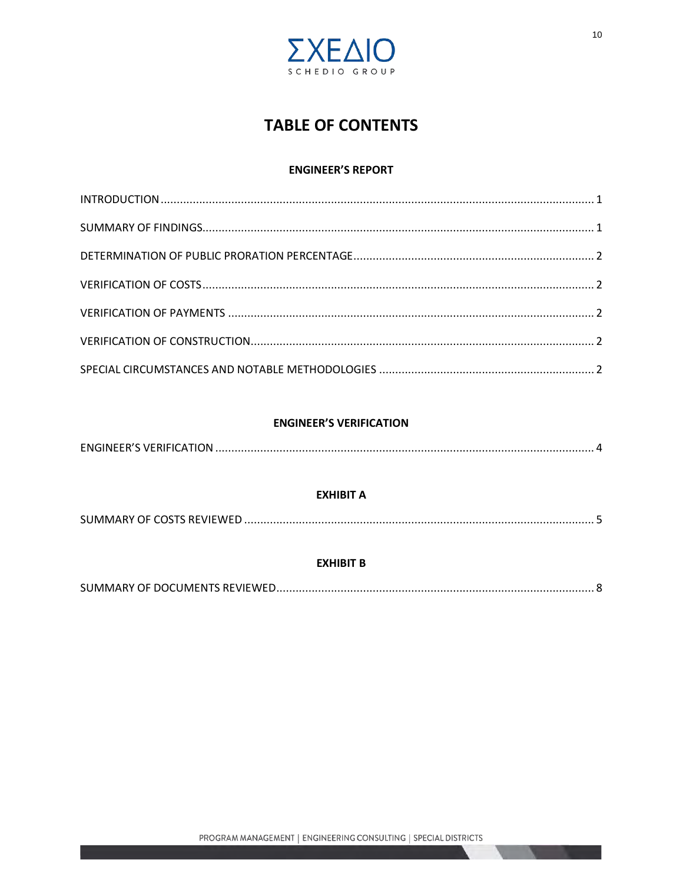# TABLE OF CONTENTS

## ENGINEER'S REPORT

INTRODUCTION ..................................................................... 1

SUMMARY OF FINDINGS ........................................................... 1

DETERMINATION OF PUBLIC PRORATION PERCENTAGE ........................ 2

VERIFICATION OF COSTS ......................................................... 2

VERIFICATION OF PAYMENTS ..................................................... 2

VERIFICATION OF CONSTRUCTION ............................................... 2

SPECIAL CIRCUMSTANCES AND NOTABLE METHODOLOGIES ...................... 2

## ENGINEER'S VERIFICATION

ENGINEER'S VERIFICATION ....................................................... 4

## EXHIBIT A

SUMMARY OF COSTS REVIEWED .................................................. 5

## EXHIBIT B

SUMMARY OF DOCUMENTS REVIEWED ........................................... 8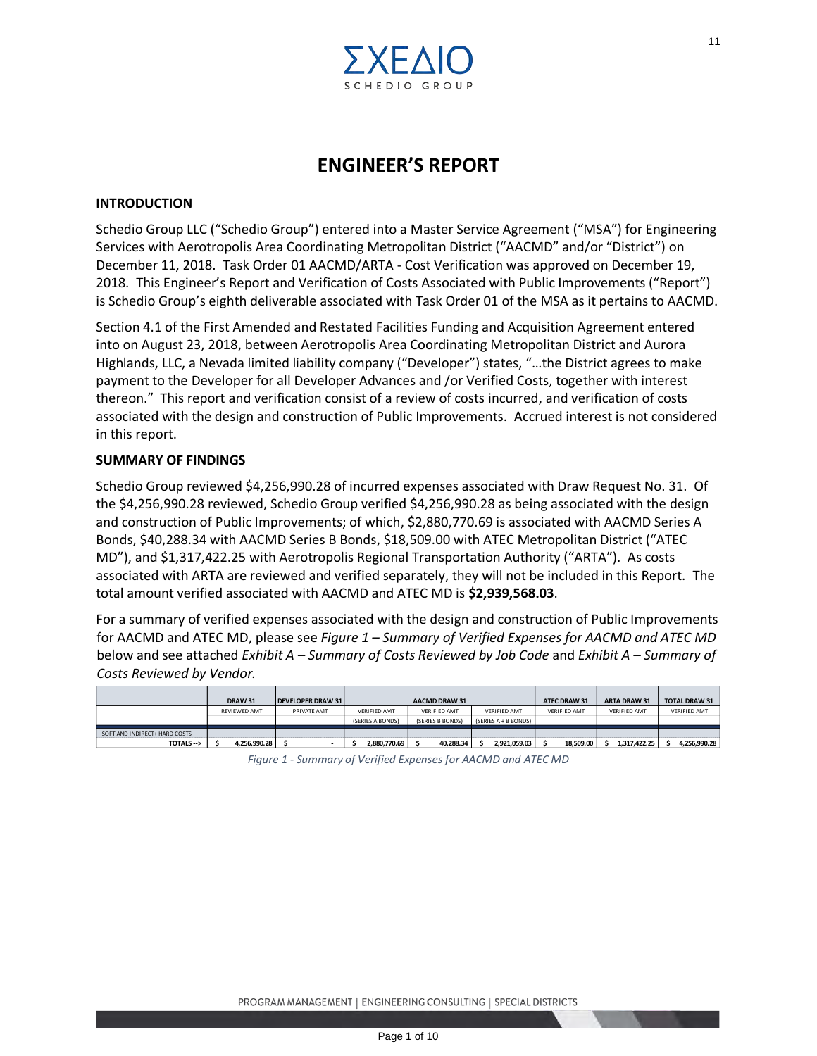# ENGINEER'S REPORT

## INTRODUCTION

Schedio Group LLC ("Schedio Group") entered into a Master Service Agreement ("MSA") for Engineering Services with Aerotropolis Area Coordinating Metropolitan District ("AACMD" and/or "District") on December 11, 2018. Task Order 01 AACMD/ARTA - Cost Verification was approved on December 19, 2018. This Engineer's Report and Verification of Costs Associated with Public Improvements ("Report") is Schedio Group's eighth deliverable associated with Task Order 01 of the MSA as it pertains to AACMD.

Section 4.1 of the First Amended and Restated Facilities Funding and Acquisition Agreement entered into on August 23, 2018, between Aerotropolis Area Coordinating Metropolitan District and Aurora Highlands, LLC, a Nevada limited liability company ("Developer") states, "…the District agrees to make payment to the Developer for all Developer Advances and /or Verified Costs, together with interest thereon." This report and verification consist of a review of costs incurred, and verification of costs associated with the design and construction of Public Improvements. Accrued interest is not considered in this report.

## SUMMARY OF FINDINGS

Schedio Group reviewed $4,256,990.28 of incurred expenses associated with Draw Request No. 31. Of the $4,256,990.28 reviewed, Schedio Group verified $4,256,990.28 as being associated with the design and construction of Public Improvements; of which, $2,880,770.69 is associated with AACMD Series A Bonds, $40,288.34 with AACMD Series B Bonds, $18,509.00 with ATEC Metropolitan District ("ATEC MD"), and $1,317,422.25 with Aerotropolis Regional Transportation Authority ("ARTA"). As costs associated with ARTA are reviewed and verified separately, they will not be included in this Report. The total amount verified associated with AACMD and ATEC MD is **$2,939,568.03**.

For a summary of verified expenses associated with the design and construction of Public Improvements for AACMD and ATEC MD, please see *Figure 1 – Summary of Verified Expenses for AACMD and ATEC MD* below and see attached *Exhibit A – Summary of Costs Reviewed by Job Code* and *Exhibit A – Summary of Costs Reviewed by Vendor.*

| | DRAW 31 | DEVELOPER DRAW 31 | AACMD DRAW 31 | | | ATEC DRAW 31 | ARTA DRAW 31 | TOTAL DRAW 31 |
|---|---|---|---|---|---|---|---|---|
| | REVIEWED AMT | PRIVATE AMT | VERIFIED AMT (SERIES A BONDS) | VERIFIED AMT (SERIES B BONDS) | VERIFIED AMT (SERIES A + B BONDS) | VERIFIED AMT | VERIFIED AMT | VERIFIED AMT |
| SOFT AND INDIRECT+ HARD COSTS | | | | | | | | |
| TOTALS --> | $ 4,256,990.28 | $ - | $ 2,880,770.69 | $ 40,288.34 | $ 2,921,059.03 | $ 18,509.00 | $ 1,317,422.25 | $ 4,256,990.28 |

*Figure 1 - Summary of Verified Expenses for AACMD and ATEC MD*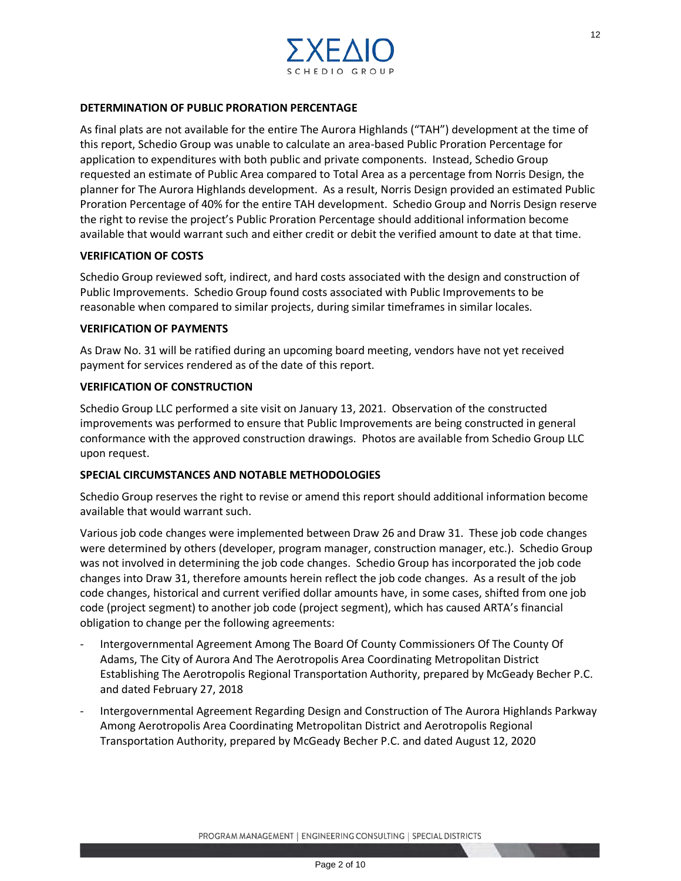## DETERMINATION OF PUBLIC PRORATION PERCENTAGE

As final plats are not available for the entire The Aurora Highlands ("TAH") development at the time of this report, Schedio Group was unable to calculate an area-based Public Proration Percentage for application to expenditures with both public and private components. Instead, Schedio Group requested an estimate of Public Area compared to Total Area as a percentage from Norris Design, the planner for The Aurora Highlands development. As a result, Norris Design provided an estimated Public Proration Percentage of 40% for the entire TAH development. Schedio Group and Norris Design reserve the right to revise the project's Public Proration Percentage should additional information become available that would warrant such and either credit or debit the verified amount to date at that time.

## VERIFICATION OF COSTS

Schedio Group reviewed soft, indirect, and hard costs associated with the design and construction of Public Improvements. Schedio Group found costs associated with Public Improvements to be reasonable when compared to similar projects, during similar timeframes in similar locales.

## VERIFICATION OF PAYMENTS

As Draw No. 31 will be ratified during an upcoming board meeting, vendors have not yet received payment for services rendered as of the date of this report.

## VERIFICATION OF CONSTRUCTION

Schedio Group LLC performed a site visit on January 13, 2021. Observation of the constructed improvements was performed to ensure that Public Improvements are being constructed in general conformance with the approved construction drawings. Photos are available from Schedio Group LLC upon request.

## SPECIAL CIRCUMSTANCES AND NOTABLE METHODOLOGIES

Schedio Group reserves the right to revise or amend this report should additional information become available that would warrant such.

Various job code changes were implemented between Draw 26 and Draw 31. These job code changes were determined by others (developer, program manager, construction manager, etc.). Schedio Group was not involved in determining the job code changes. Schedio Group has incorporated the job code changes into Draw 31, therefore amounts herein reflect the job code changes. As a result of the job code changes, historical and current verified dollar amounts have, in some cases, shifted from one job code (project segment) to another job code (project segment), which has caused ARTA's financial obligation to change per the following agreements:

- Intergovernmental Agreement Among The Board Of County Commissioners Of The County Of Adams, The City of Aurora And The Aerotropolis Area Coordinating Metropolitan District Establishing The Aerotropolis Regional Transportation Authority, prepared by McGeady Becher P.C. and dated February 27, 2018
- Intergovernmental Agreement Regarding Design and Construction of The Aurora Highlands Parkway Among Aerotropolis Area Coordinating Metropolitan District and Aerotropolis Regional Transportation Authority, prepared by McGeady Becher P.C. and dated August 12, 2020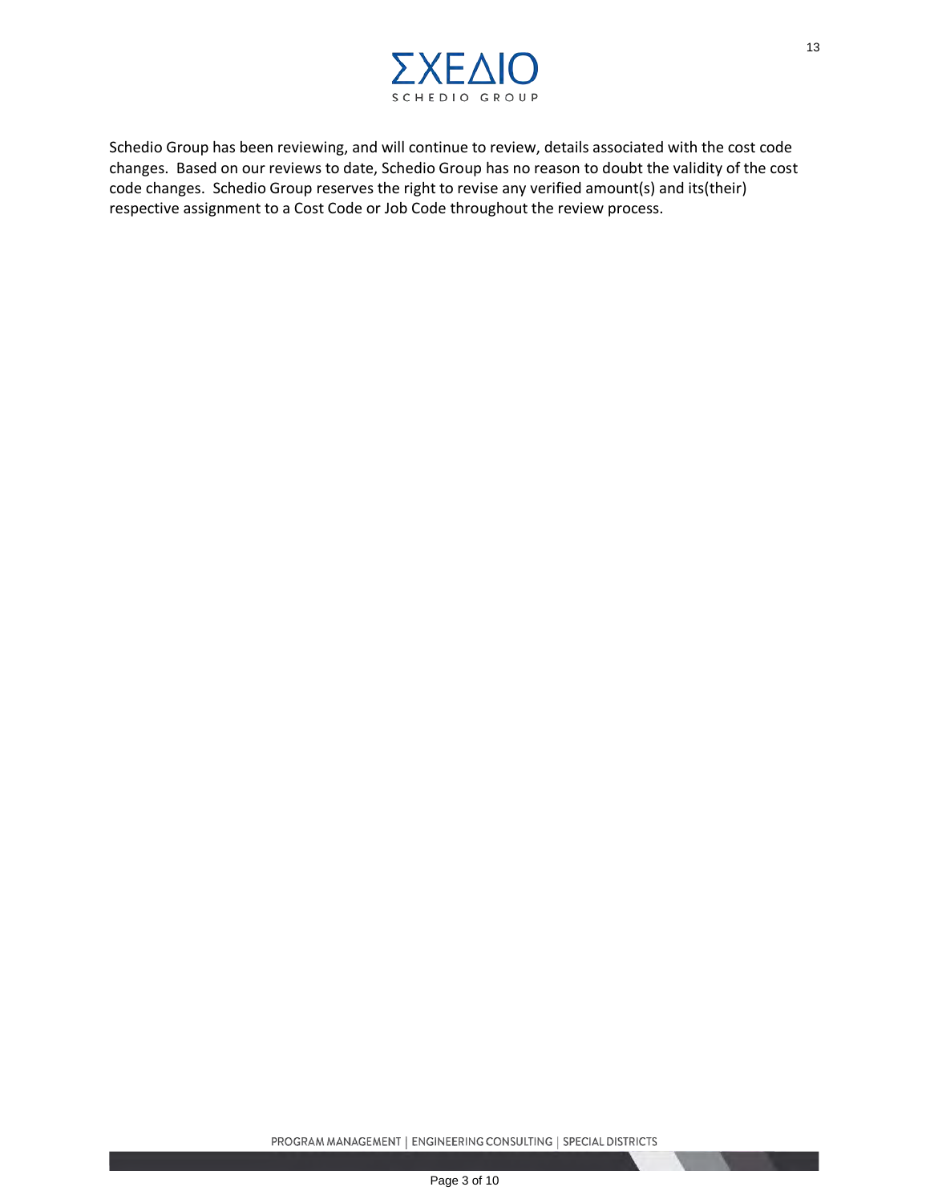Schedio Group has been reviewing, and will continue to review, details associated with the cost code changes. Based on our reviews to date, Schedio Group has no reason to doubt the validity of the cost code changes. Schedio Group reserves the right to revise any verified amount(s) and its(their) respective assignment to a Cost Code or Job Code throughout the review process.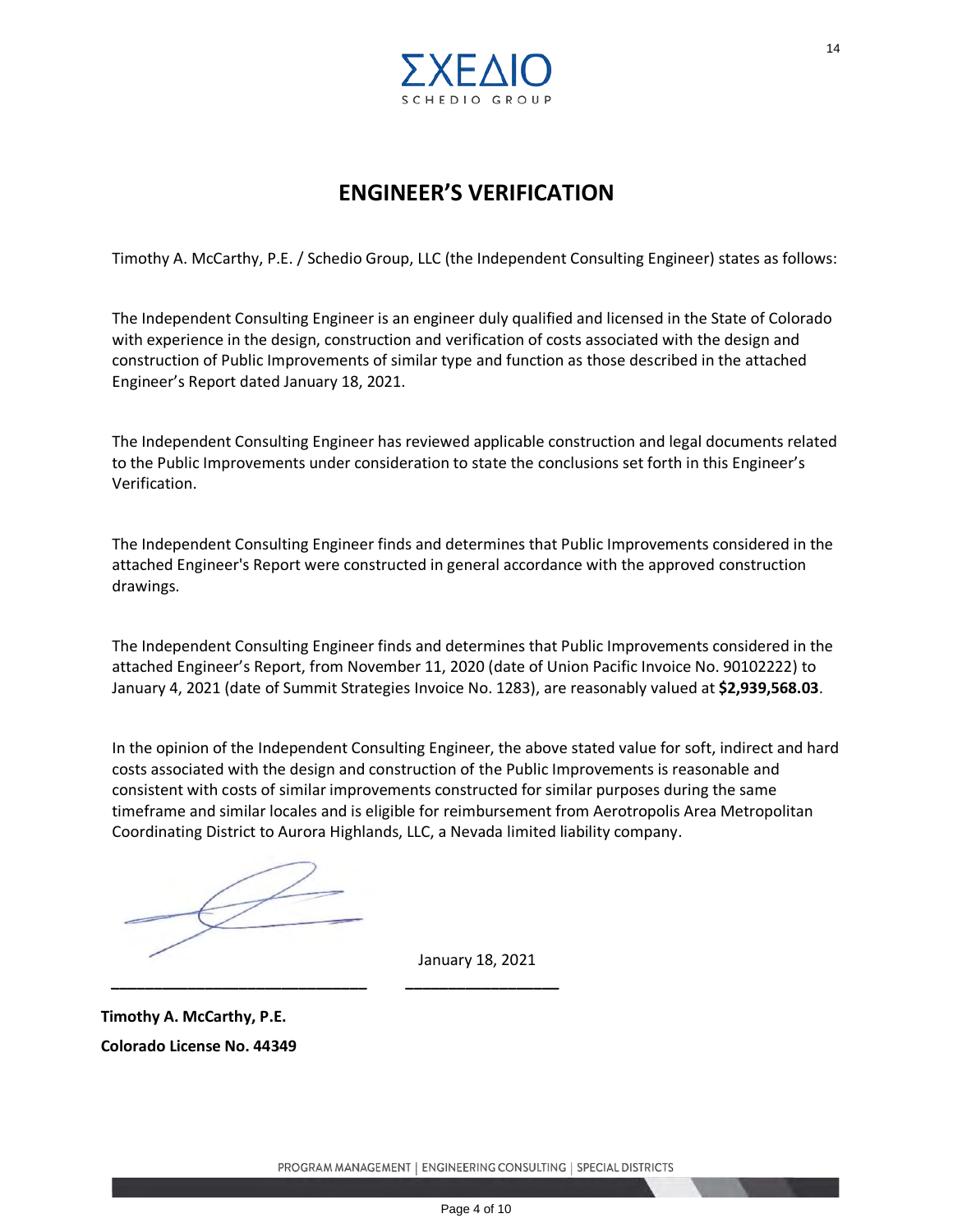# ENGINEER'S VERIFICATION

Timothy A. McCarthy, P.E. / Schedio Group, LLC (the Independent Consulting Engineer) states as follows:

The Independent Consulting Engineer is an engineer duly qualified and licensed in the State of Colorado with experience in the design, construction and verification of costs associated with the design and construction of Public Improvements of similar type and function as those described in the attached Engineer's Report dated January 18, 2021.

The Independent Consulting Engineer has reviewed applicable construction and legal documents related to the Public Improvements under consideration to state the conclusions set forth in this Engineer's Verification.

The Independent Consulting Engineer finds and determines that Public Improvements considered in the attached Engineer's Report were constructed in general accordance with the approved construction drawings.

The Independent Consulting Engineer finds and determines that Public Improvements considered in the attached Engineer's Report, from November 11, 2020 (date of Union Pacific Invoice No. 90102222) to January 4, 2021 (date of Summit Strategies Invoice No. 1283), are reasonably valued at **$2,939,568.03**.

In the opinion of the Independent Consulting Engineer, the above stated value for soft, indirect and hard costs associated with the design and construction of the Public Improvements is reasonable and consistent with costs of similar improvements constructed for similar purposes during the same timeframe and similar locales and is eligible for reimbursement from Aerotropolis Area Metropolitan Coordinating District to Aurora Highlands, LLC, a Nevada limited liability company.

_____________________________ January 18, 2021

**Timothy A. McCarthy, P.E.**
**Colorado License No. 44349**

PROGRAM MANAGEMENT | ENGINEERING CONSULTING | SPECIAL DISTRICTS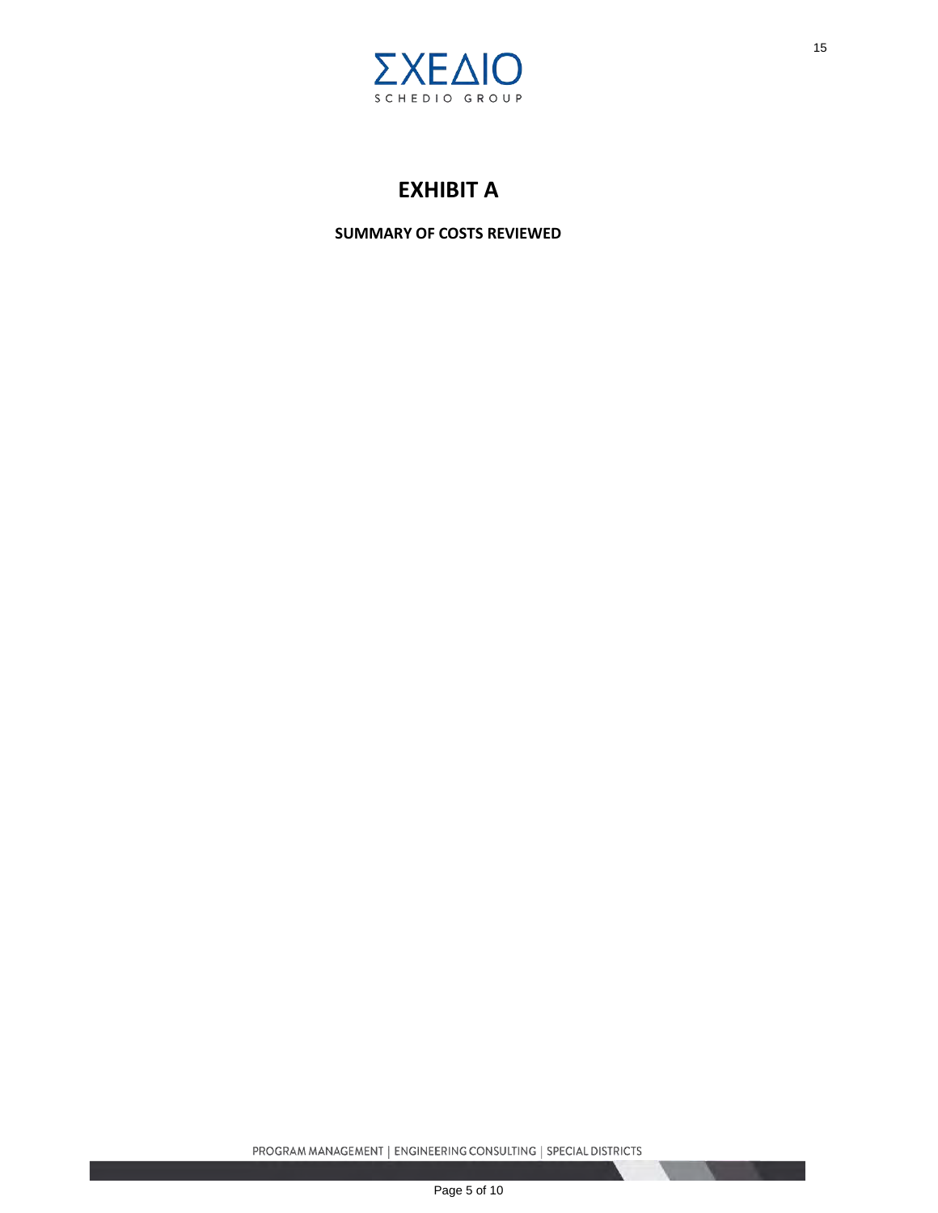# EXHIBIT A

**SUMMARY OF COSTS REVIEWED**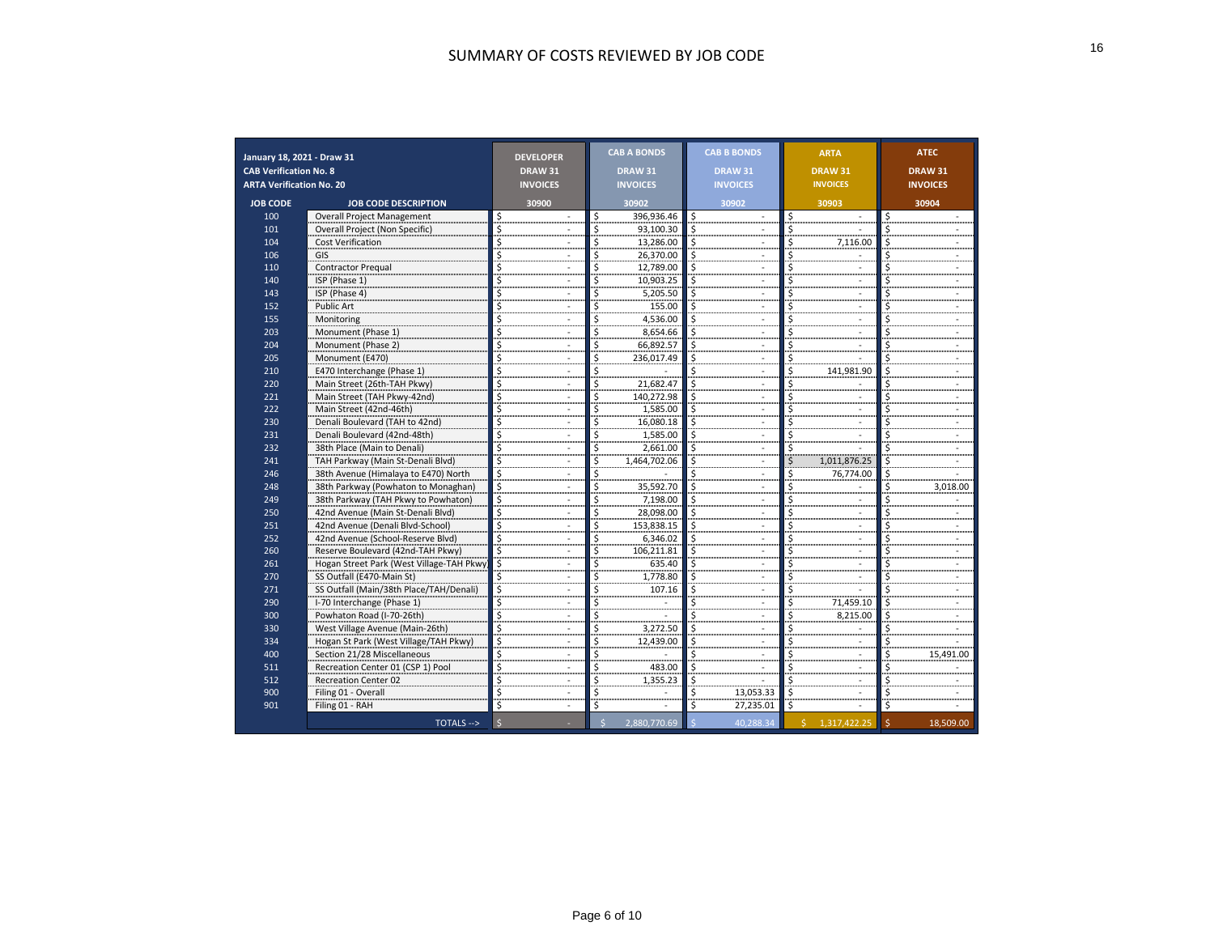# SUMMARY OF COSTS REVIEWED BY JOB CODE

| January 18, 2021 - Draw 31<br>CAB Verification No. 8<br>ARTA Verification No. 20 | | DEVELOPER DRAW 31 INVOICES | CAB A BONDS DRAW 31 INVOICES | CAB B BONDS DRAW 31 INVOICES | ARTA DRAW 31 INVOICES | ATEC DRAW 31 INVOICES |
|---|---|---|---|---|---|---|
| JOB CODE | JOB CODE DESCRIPTION | 30900 | 30902 | 30902 | 30903 | 30904 |
| 100 | Overall Project Management | $ - | $ 396,936.46 | $ - | $ - | $ - |
| 101 | Overall Project (Non Specific) | $ - | $ 93,100.30 | $ - | $ - | $ - |
| 104 | Cost Verification | $ - | $ 13,286.00 | $ - | $ 7,116.00 | $ - |
| 106 | GIS | $ - | $ 26,370.00 | $ - | $ - | $ - |
| 110 | Contractor Prequal | $ - | $ 12,789.00 | $ - | $ - | $ - |
| 140 | ISP (Phase 1) | $ - | $ 10,903.25 | $ - | $ - | $ - |
| 143 | ISP (Phase 4) | $ - | $ 5,205.50 | $ - | $ - | $ - |
| 152 | Public Art | $ - | $ 155.00 | $ - | $ - | $ - |
| 155 | Monitoring | $ - | $ 4,536.00 | $ - | $ - | $ - |
| 203 | Monument (Phase 1) | $ - | $ 8,654.66 | $ - | $ - | $ - |
| 204 | Monument (Phase 2) | $ - | $ 66,892.57 | $ - | $ - | $ - |
| 205 | Monument (E470) | $ - | $ 236,017.49 | $ - | $ - | $ - |
| 210 | E470 Interchange (Phase 1) | $ - | $ - | $ - | $ 141,981.90 | $ - |
| 220 | Main Street (26th-TAH Pkwy) | $ - | $ 21,682.47 | $ - | $ - | $ - |
| 221 | Main Street (TAH Pkwy-42nd) | $ - | $ 140,272.98 | $ - | $ - | $ - |
| 222 | Main Street (42nd-46th) | $ - | $ 1,585.00 | $ - | $ - | $ - |
| 230 | Denali Boulevard (TAH to 42nd) | $ - | $ 16,080.18 | $ - | $ - | $ - |
| 231 | Denali Boulevard (42nd-48th) | $ - | $ 1,585.00 | $ - | $ - | $ - |
| 232 | 38th Place (Main to Denali) | $ - | $ 2,661.00 | $ - | $ - | $ - |
| 241 | TAH Parkway (Main St-Denali Blvd) | $ - | $ 1,464,702.06 | $ - | $ 1,011,876.25 | $ - |
| 246 | 38th Avenue (Himalaya to E470) North | $ - | $ - | $ - | $ 76,774.00 | $ - |
| 248 | 38th Parkway (Powhaton to Monaghan) | $ - | $ 35,592.70 | $ - | $ - | $ 3,018.00 |
| 249 | 38th Parkway (TAH Pkwy to Powhaton) | $ - | $ 7,198.00 | $ - | $ - | $ - |
| 250 | 42nd Avenue (Main St-Denali Blvd) | $ - | $ 28,098.00 | $ - | $ - | $ - |
| 251 | 42nd Avenue (Denali Blvd-School) | $ - | $ 153,838.15 | $ - | $ - | $ - |
| 252 | 42nd Avenue (School-Reserve Blvd) | $ - | $ 6,346.02 | $ - | $ - | $ - |
| 260 | Reserve Boulevard (42nd-TAH Pkwy) | $ - | $ 106,211.81 | $ - | $ - | $ - |
| 261 | Hogan Street Park (West Village-TAH Pkwy) | $ - | $ 635.40 | $ - | $ - | $ - |
| 270 | SS Outfall (E470-Main St) | $ - | $ 1,778.80 | $ - | $ - | $ - |
| 271 | SS Outfall (Main/38th Place/TAH/Denali) | $ - | $ 107.16 | $ - | $ - | $ - |
| 290 | I-70 Interchange (Phase 1) | $ - | $ - | $ - | $ 71,459.10 | $ - |
| 300 | Powhaton Road (I-70-26th) | $ - | $ - | $ - | $ 8,215.00 | $ - |
| 330 | West Village Avenue (Main-26th) | $ - | $ 3,272.50 | $ - | $ - | $ - |
| 334 | Hogan St Park (West Village/TAH Pkwy) | $ - | $ 12,439.00 | $ - | $ - | $ - |
| 400 | Section 21/28 Miscellaneous | $ - | $ - | $ - | $ - | $ 15,491.00 |
| 511 | Recreation Center 01 (CSP 1) Pool | $ - | $ 483.00 | $ - | $ - | $ - |
| 512 | Recreation Center 02 | $ - | $ 1,355.23 | $ - | $ - | $ - |
| 900 | Filing 01 - Overall | $ - | $ - | $ 13,053.33 | $ - | $ - |
| 901 | Filing 01 - RAH | $ - | $ - | $ 27,235.01 | $ - | $ - |
| | TOTALS --> | $ - | $ 2,880,770.69 | $ 40,288.34 | $ 1,317,422.25 | $ 18,509.00 |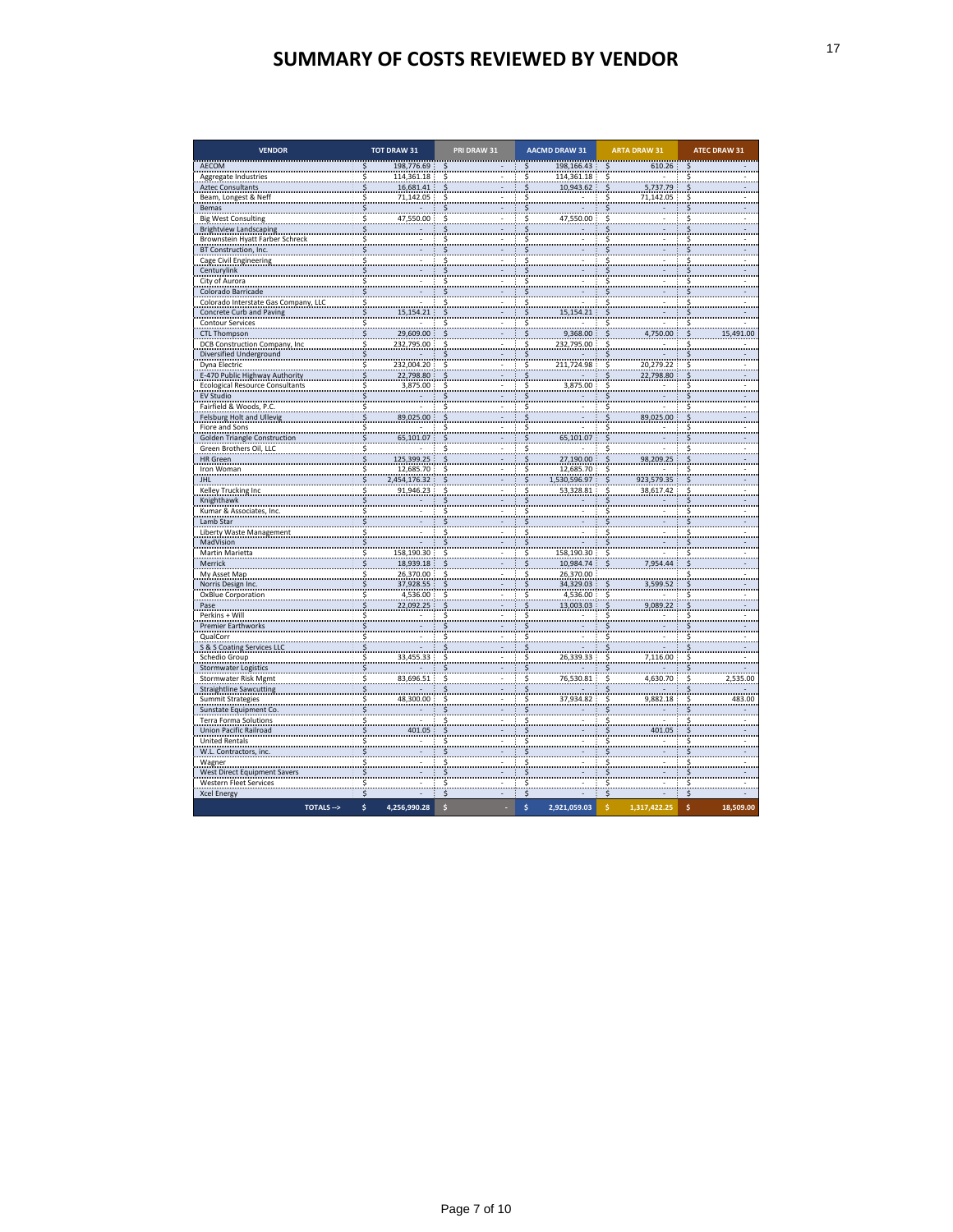# SUMMARY OF COSTS REVIEWED BY VENDOR

| VENDOR | TOT DRAW 31 | PRI DRAW 31 | AACMD DRAW 31 | ARTA DRAW 31 | ATEC DRAW 31 |
|---|---|---|---|---|---|
| AECOM | $ 198,776.69 | $ - | $ 198,166.43 | $ 610.26 | $ - |
| Aggregate Industries | $ 114,361.18 | $ - | $ 114,361.18 | $ - | $ - |
| Aztec Consultants | $ 16,681.41 | $ - | $ 10,943.62 | $ 5,737.79 | $ - |
| Beam, Longest & Neff | $ 71,142.05 | $ - | $ - | $ 71,142.05 | $ - |
| Bemas | $ - | $ - | $ - | $ - | $ - |
| Big West Consulting | $ 47,550.00 | $ - | $ 47,550.00 | $ - | $ - |
| Brightview Landscaping | $ - | $ - | $ - | $ - | $ - |
| Brownstein Hyatt Farber Schreck | $ - | $ - | $ - | $ - | $ - |
| BT Construction, Inc. | $ - | $ - | $ - | $ - | $ - |
| Cage Civil Engineering | $ - | $ - | $ - | $ - | $ - |
| Centurylink | $ - | $ - | $ - | $ - | $ - |
| City of Aurora | $ - | $ - | $ - | $ - | $ - |
| Colorado Barricade | $ - | $ - | $ - | $ - | $ - |
| Colorado Interstate Gas Company, LLC | $ - | $ - | $ - | $ - | $ - |
| Concrete Curb and Paving | $ 15,154.21 | $ - | $ 15,154.21 | $ - | $ - |
| Contour Services | $ - | $ - | $ - | $ - | $ - |
| CTL Thompson | $ 29,609.00 | $ - | $ 9,368.00 | $ 4,750.00 | $ 15,491.00 |
| DCB Construction Company, Inc | $ 232,795.00 | $ - | $ 232,795.00 | $ - | $ - |
| Diversified Underground | $ - | $ - | $ - | $ - | $ - |
| Dyna Electric | $ 232,004.20 | $ - | $ 211,724.98 | $ 20,279.22 | $ - |
| E-470 Public Highway Authority | $ 22,798.80 | $ - | $ - | $ 22,798.80 | $ - |
| Ecological Resource Consultants | $ 3,875.00 | $ - | $ 3,875.00 | $ - | $ - |
| EV Studio | $ - | $ - | $ - | $ - | $ - |
| Fairfield & Woods, P.C. | $ - | $ - | $ - | $ - | $ - |
| Felsburg Holt and Ullevig | $ 89,025.00 | $ - | $ - | $ 89,025.00 | $ - |
| Fiore and Sons | $ - | $ - | $ - | $ - | $ - |
| Golden Triangle Construction | $ 65,101.07 | $ - | $ 65,101.07 | $ - | $ - |
| Green Brothers Oil, LLC | $ - | $ - | $ - | $ - | $ - |
| HR Green | $ 125,399.25 | $ - | $ 27,190.00 | $ 98,209.25 | $ - |
| Iron Woman | $ 12,685.70 | $ - | $ 12,685.70 | $ - | $ - |
| JHL | $ 2,454,176.32 | $ - | $ 1,530,596.97 | $ 923,579.35 | $ - |
| Kelley Trucking Inc | $ 91,946.23 | $ - | $ 53,328.81 | $ 38,617.42 | $ - |
| Knighthawk | $ - | $ - | $ - | $ - | $ - |
| Kumar & Associates, Inc. | $ - | $ - | $ - | $ - | $ - |
| Lamb Star | $ - | $ - | $ - | $ - | $ - |
| Liberty Waste Management | $ - | $ - | $ - | $ - | $ - |
| MadVision | $ - | $ - | $ - | $ - | $ - |
| Martin Marietta | $ 158,190.30 | $ - | $ 158,190.30 | $ - | $ - |
| Merrick | $ 18,939.18 | $ - | $ 10,984.74 | $ 7,954.44 | $ - |
| My Asset Map | $ 26,370.00 | $ - | $ 26,370.00 | $ - | $ - |
| Norris Design Inc. | $ 37,928.55 | $ - | $ 34,329.03 | $ 3,599.52 | $ - |
| OxBlue Corporation | $ 4,536.00 | $ - | $ 4,536.00 | $ - | $ - |
| Pase | $ 22,092.25 | $ - | $ 13,003.03 | $ 9,089.22 | $ - |
| Perkins + Will | $ - | $ - | $ - | $ - | $ - |
| Premier Earthworks | $ - | $ - | $ - | $ - | $ - |
| QualCorr | $ - | $ - | $ - | $ - | $ - |
| S & S Coating Services LLC | $ - | $ - | $ - | $ - | $ - |
| Schedio Group | $ 33,455.33 | $ - | $ 26,339.33 | $ 7,116.00 | $ - |
| Stormwater Logistics | $ - | $ - | $ - | $ - | $ - |
| Stormwater Risk Mgmt | $ 83,696.51 | $ - | $ 76,530.81 | $ 4,630.70 | $ 2,535.00 |
| Straightline Sawcutting | $ - | $ - | $ - | $ - | $ - |
| Summit Strategies | $ 48,300.00 | $ - | $ 37,934.82 | $ 9,882.18 | $ 483.00 |
| Sunstate Equipment Co. | $ - | $ - | $ - | $ - | $ - |
| Terra Forma Solutions | $ - | $ - | $ - | $ - | $ - |
| Union Pacific Railroad | $ 401.05 | $ - | $ - | $ 401.05 | $ - |
| United Rentals | $ - | $ - | $ - | $ - | $ - |
| W.L. Contractors, inc. | $ - | $ - | $ - | $ - | $ - |
| Wagner | $ - | $ - | $ - | $ - | $ - |
| West Direct Equipment Savers | $ - | $ - | $ - | $ - | $ - |
| Western Fleet Services | $ - | $ - | $ - | $ - | $ - |
| Xcel Energy | $ - | $ - | $ - | $ - | $ - |
| TOTALS --> | $ 4,256,990.28 | $ - | $ 2,921,059.03 | $ 1,317,422.25 | $ 18,509.00 |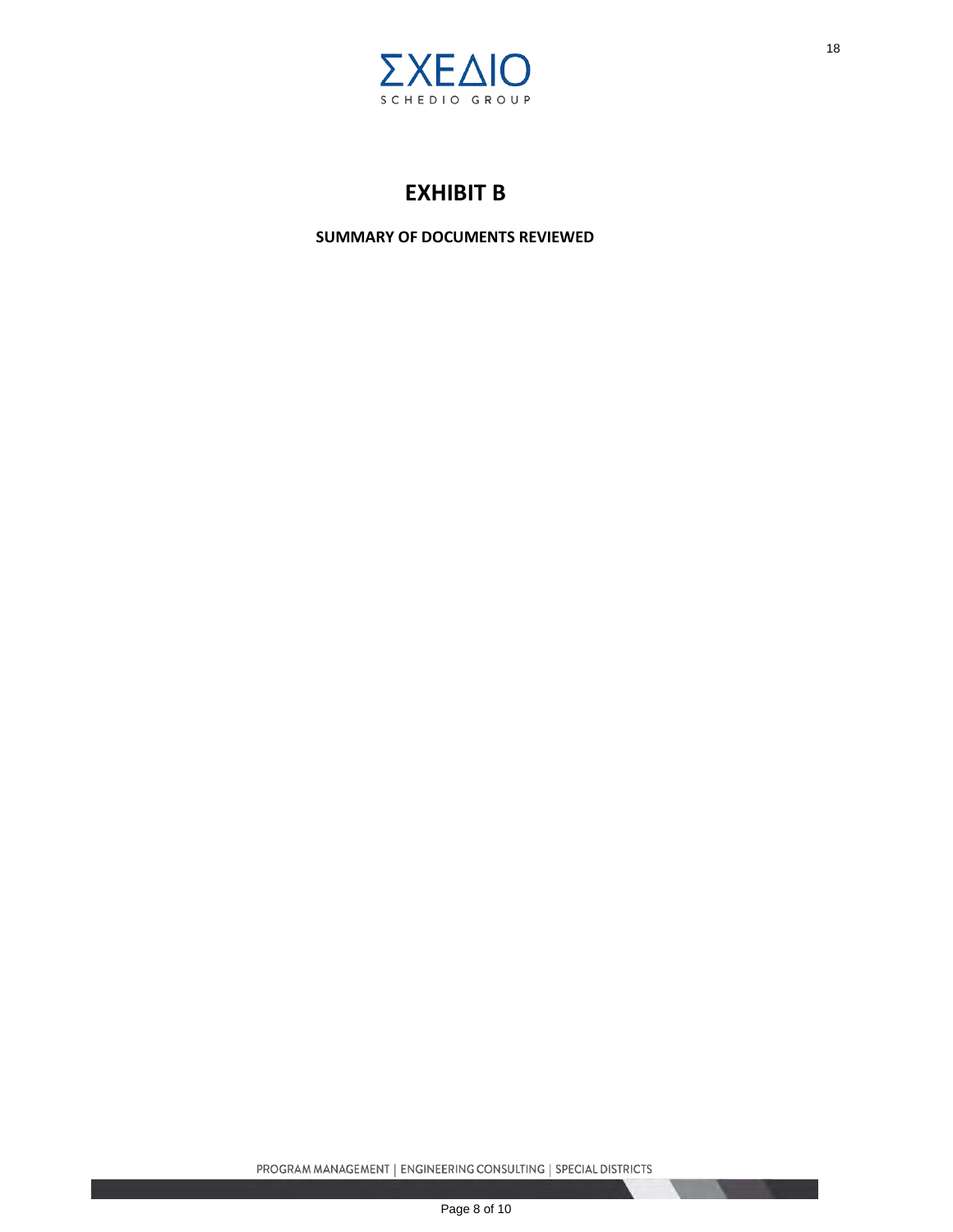# EXHIBIT B

**SUMMARY OF DOCUMENTS REVIEWED**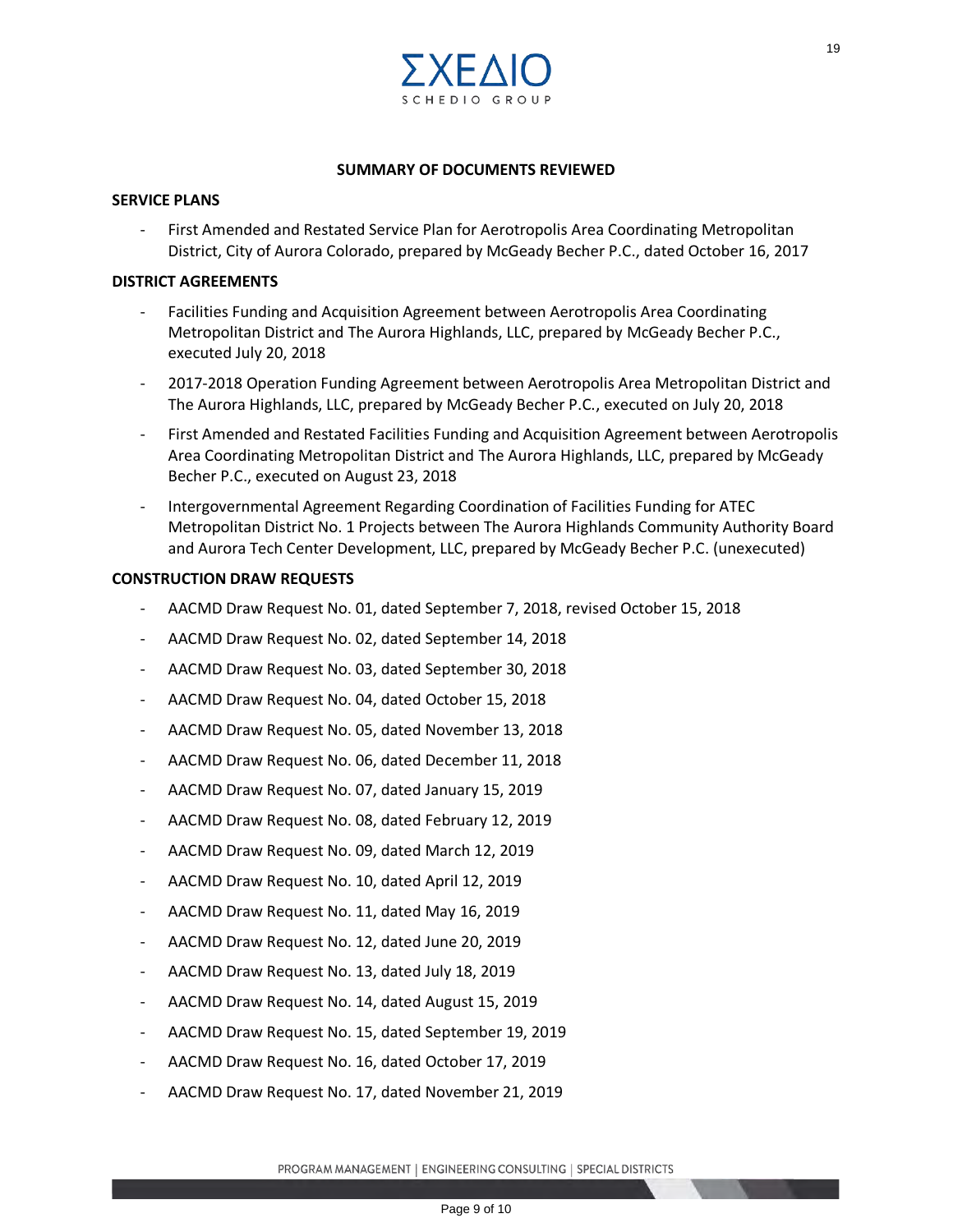## SUMMARY OF DOCUMENTS REVIEWED

### SERVICE PLANS

- First Amended and Restated Service Plan for Aerotropolis Area Coordinating Metropolitan District, City of Aurora Colorado, prepared by McGeady Becher P.C., dated October 16, 2017

### DISTRICT AGREEMENTS

- Facilities Funding and Acquisition Agreement between Aerotropolis Area Coordinating Metropolitan District and The Aurora Highlands, LLC, prepared by McGeady Becher P.C., executed July 20, 2018
- 2017-2018 Operation Funding Agreement between Aerotropolis Area Metropolitan District and The Aurora Highlands, LLC, prepared by McGeady Becher P.C., executed on July 20, 2018
- First Amended and Restated Facilities Funding and Acquisition Agreement between Aerotropolis Area Coordinating Metropolitan District and The Aurora Highlands, LLC, prepared by McGeady Becher P.C., executed on August 23, 2018
- Intergovernmental Agreement Regarding Coordination of Facilities Funding for ATEC Metropolitan District No. 1 Projects between The Aurora Highlands Community Authority Board and Aurora Tech Center Development, LLC, prepared by McGeady Becher P.C. (unexecuted)

### CONSTRUCTION DRAW REQUESTS

- AACMD Draw Request No. 01, dated September 7, 2018, revised October 15, 2018
- AACMD Draw Request No. 02, dated September 14, 2018
- AACMD Draw Request No. 03, dated September 30, 2018
- AACMD Draw Request No. 04, dated October 15, 2018
- AACMD Draw Request No. 05, dated November 13, 2018
- AACMD Draw Request No. 06, dated December 11, 2018
- AACMD Draw Request No. 07, dated January 15, 2019
- AACMD Draw Request No. 08, dated February 12, 2019
- AACMD Draw Request No. 09, dated March 12, 2019
- AACMD Draw Request No. 10, dated April 12, 2019
- AACMD Draw Request No. 11, dated May 16, 2019
- AACMD Draw Request No. 12, dated June 20, 2019
- AACMD Draw Request No. 13, dated July 18, 2019
- AACMD Draw Request No. 14, dated August 15, 2019
- AACMD Draw Request No. 15, dated September 19, 2019
- AACMD Draw Request No. 16, dated October 17, 2019
- AACMD Draw Request No. 17, dated November 21, 2019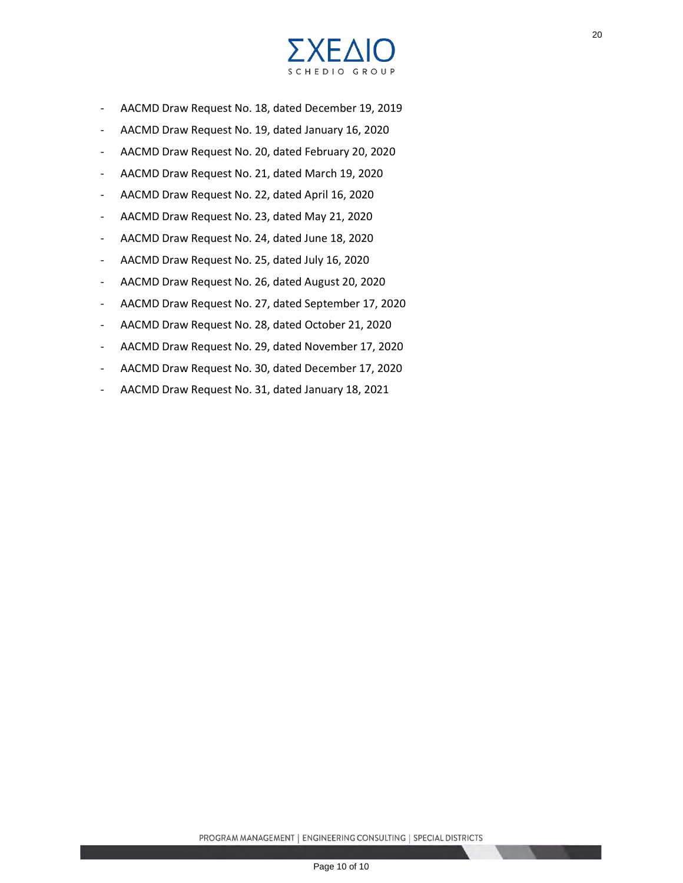- AACMD Draw Request No. 18, dated December 19, 2019
- AACMD Draw Request No. 19, dated January 16, 2020
- AACMD Draw Request No. 20, dated February 20, 2020
- AACMD Draw Request No. 21, dated March 19, 2020
- AACMD Draw Request No. 22, dated April 16, 2020
- AACMD Draw Request No. 23, dated May 21, 2020
- AACMD Draw Request No. 24, dated June 18, 2020
- AACMD Draw Request No. 25, dated July 16, 2020
- AACMD Draw Request No. 26, dated August 20, 2020
- AACMD Draw Request No. 27, dated September 17, 2020
- AACMD Draw Request No. 28, dated October 21, 2020
- AACMD Draw Request No. 29, dated November 17, 2020
- AACMD Draw Request No. 30, dated December 17, 2020
- AACMD Draw Request No. 31, dated January 18, 2021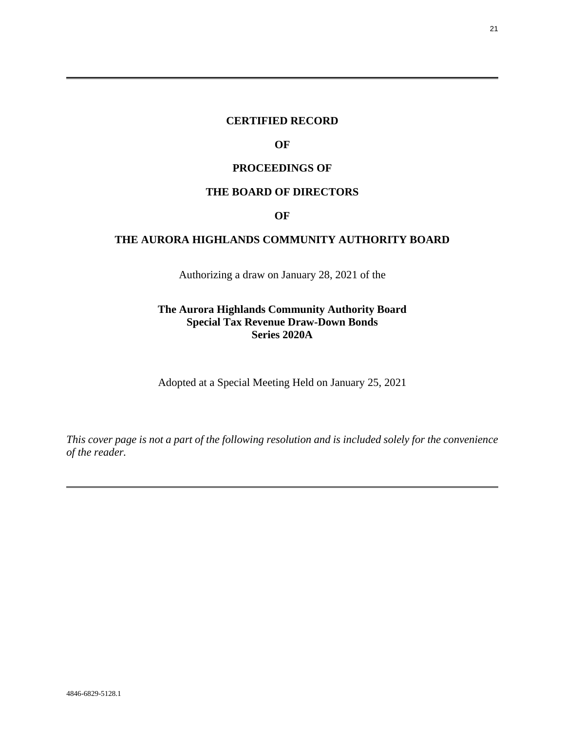---

**CERTIFIED RECORD**

**OF**

**PROCEEDINGS OF**

**THE BOARD OF DIRECTORS**

**OF**

**THE AURORA HIGHLANDS COMMUNITY AUTHORITY BOARD**

Authorizing a draw on January 28, 2021 of the

**The Aurora Highlands Community Authority Board**
**Special Tax Revenue Draw-Down Bonds**
**Series 2020A**

Adopted at a Special Meeting Held on January 25, 2021

*This cover page is not a part of the following resolution and is included solely for the convenience of the reader.*

---

4846-6829-5128.1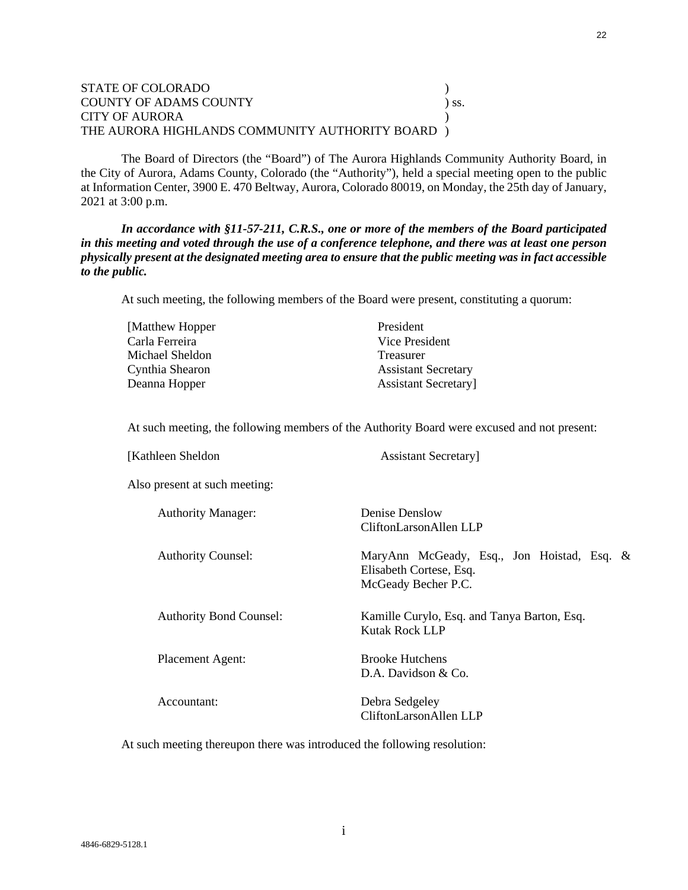STATE OF COLORADO )
COUNTY OF ADAMS COUNTY ) ss.
CITY OF AURORA )
THE AURORA HIGHLANDS COMMUNITY AUTHORITY BOARD )

The Board of Directors (the "Board") of The Aurora Highlands Community Authority Board, in the City of Aurora, Adams County, Colorado (the "Authority"), held a special meeting open to the public at Information Center, 3900 E. 470 Beltway, Aurora, Colorado 80019, on Monday, the 25th day of January, 2021 at 3:00 p.m.

***In accordance with §11-57-211, C.R.S., one or more of the members of the Board participated in this meeting and voted through the use of a conference telephone, and there was at least one person physically present at the designated meeting area to ensure that the public meeting was in fact accessible to the public.***

At such meeting, the following members of the Board were present, constituting a quorum:

| | |
|---|---|
| [Matthew Hopper | President |
| Carla Ferreira | Vice President |
| Michael Sheldon | Treasurer |
| Cynthia Shearon | Assistant Secretary |
| Deanna Hopper | Assistant Secretary] |

At such meeting, the following members of the Authority Board were excused and not present:

| | |
|---|---|
| [Kathleen Sheldon | Assistant Secretary] |

Also present at such meeting:

| | |
|---|---|
| Authority Manager: | Denise Denslow<br>CliftonLarsonAllen LLP |
| Authority Counsel: | MaryAnn McGeady, Esq., Jon Hoistad, Esq. & Elisabeth Cortese, Esq.<br>McGeady Becher P.C. |
| Authority Bond Counsel: | Kamille Curylo, Esq. and Tanya Barton, Esq.<br>Kutak Rock LLP |
| Placement Agent: | Brooke Hutchens<br>D.A. Davidson & Co. |
| Accountant: | Debra Sedgeley<br>CliftonLarsonAllen LLP |

At such meeting thereupon there was introduced the following resolution:

4846-6829-5128.1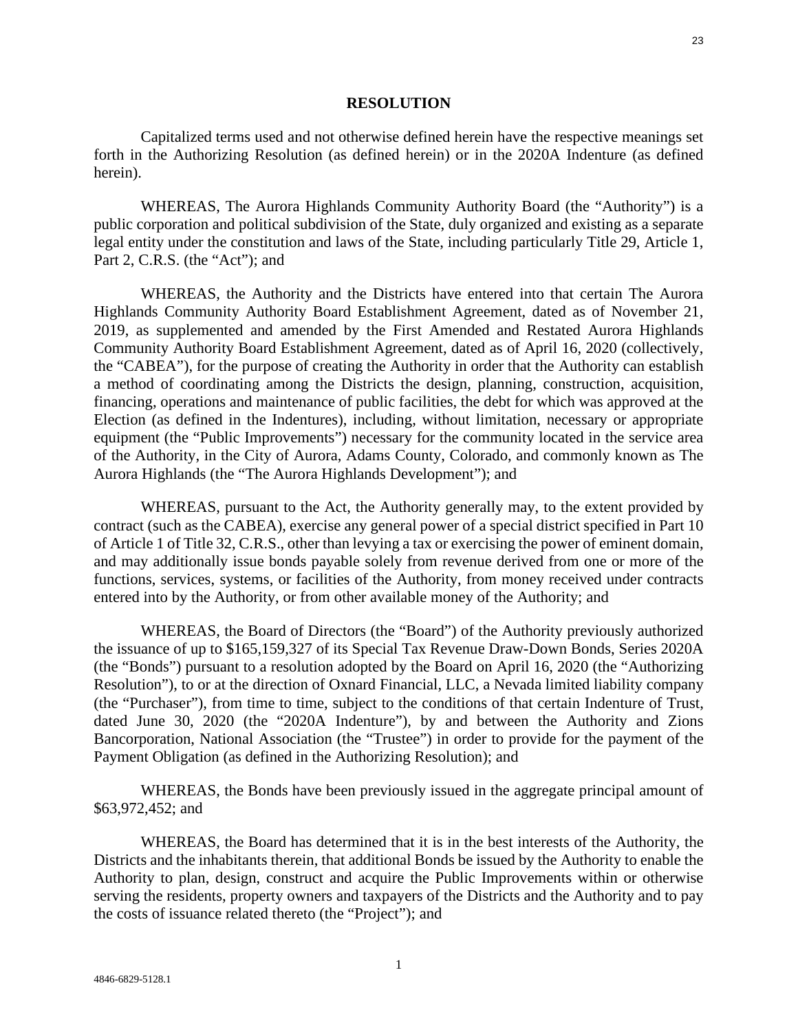# RESOLUTION

Capitalized terms used and not otherwise defined herein have the respective meanings set forth in the Authorizing Resolution (as defined herein) or in the 2020A Indenture (as defined herein).

WHEREAS, The Aurora Highlands Community Authority Board (the "Authority") is a public corporation and political subdivision of the State, duly organized and existing as a separate legal entity under the constitution and laws of the State, including particularly Title 29, Article 1, Part 2, C.R.S. (the "Act"); and

WHEREAS, the Authority and the Districts have entered into that certain The Aurora Highlands Community Authority Board Establishment Agreement, dated as of November 21, 2019, as supplemented and amended by the First Amended and Restated Aurora Highlands Community Authority Board Establishment Agreement, dated as of April 16, 2020 (collectively, the "CABEA"), for the purpose of creating the Authority in order that the Authority can establish a method of coordinating among the Districts the design, planning, construction, acquisition, financing, operations and maintenance of public facilities, the debt for which was approved at the Election (as defined in the Indentures), including, without limitation, necessary or appropriate equipment (the "Public Improvements") necessary for the community located in the service area of the Authority, in the City of Aurora, Adams County, Colorado, and commonly known as The Aurora Highlands (the "The Aurora Highlands Development"); and

WHEREAS, pursuant to the Act, the Authority generally may, to the extent provided by contract (such as the CABEA), exercise any general power of a special district specified in Part 10 of Article 1 of Title 32, C.R.S., other than levying a tax or exercising the power of eminent domain, and may additionally issue bonds payable solely from revenue derived from one or more of the functions, services, systems, or facilities of the Authority, from money received under contracts entered into by the Authority, or from other available money of the Authority; and

WHEREAS, the Board of Directors (the "Board") of the Authority previously authorized the issuance of up to $165,159,327 of its Special Tax Revenue Draw-Down Bonds, Series 2020A (the "Bonds") pursuant to a resolution adopted by the Board on April 16, 2020 (the "Authorizing Resolution"), to or at the direction of Oxnard Financial, LLC, a Nevada limited liability company (the "Purchaser"), from time to time, subject to the conditions of that certain Indenture of Trust, dated June 30, 2020 (the "2020A Indenture"), by and between the Authority and Zions Bancorporation, National Association (the "Trustee") in order to provide for the payment of the Payment Obligation (as defined in the Authorizing Resolution); and

WHEREAS, the Bonds have been previously issued in the aggregate principal amount of $63,972,452; and

WHEREAS, the Board has determined that it is in the best interests of the Authority, the Districts and the inhabitants therein, that additional Bonds be issued by the Authority to enable the Authority to plan, design, construct and acquire the Public Improvements within or otherwise serving the residents, property owners and taxpayers of the Districts and the Authority and to pay the costs of issuance related thereto (the "Project"); and

4846-6829-5128.1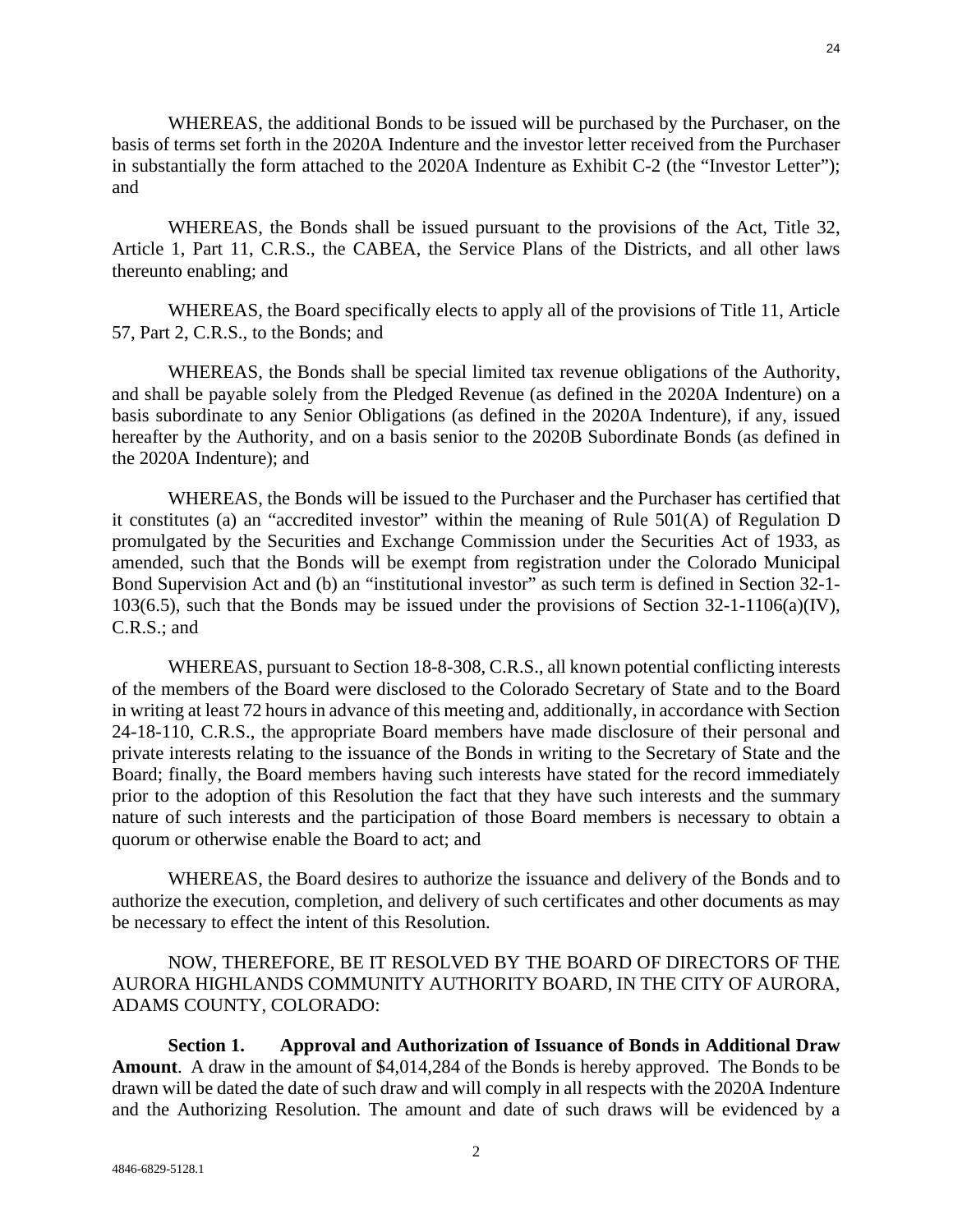WHEREAS, the additional Bonds to be issued will be purchased by the Purchaser, on the basis of terms set forth in the 2020A Indenture and the investor letter received from the Purchaser in substantially the form attached to the 2020A Indenture as Exhibit C-2 (the "Investor Letter"); and

WHEREAS, the Bonds shall be issued pursuant to the provisions of the Act, Title 32, Article 1, Part 11, C.R.S., the CABEA, the Service Plans of the Districts, and all other laws thereunto enabling; and

WHEREAS, the Board specifically elects to apply all of the provisions of Title 11, Article 57, Part 2, C.R.S., to the Bonds; and

WHEREAS, the Bonds shall be special limited tax revenue obligations of the Authority, and shall be payable solely from the Pledged Revenue (as defined in the 2020A Indenture) on a basis subordinate to any Senior Obligations (as defined in the 2020A Indenture), if any, issued hereafter by the Authority, and on a basis senior to the 2020B Subordinate Bonds (as defined in the 2020A Indenture); and

WHEREAS, the Bonds will be issued to the Purchaser and the Purchaser has certified that it constitutes (a) an "accredited investor" within the meaning of Rule 501(A) of Regulation D promulgated by the Securities and Exchange Commission under the Securities Act of 1933, as amended, such that the Bonds will be exempt from registration under the Colorado Municipal Bond Supervision Act and (b) an "institutional investor" as such term is defined in Section 32-1-103(6.5), such that the Bonds may be issued under the provisions of Section 32-1-1106(a)(IV), C.R.S.; and

WHEREAS, pursuant to Section 18-8-308, C.R.S., all known potential conflicting interests of the members of the Board were disclosed to the Colorado Secretary of State and to the Board in writing at least 72 hours in advance of this meeting and, additionally, in accordance with Section 24-18-110, C.R.S., the appropriate Board members have made disclosure of their personal and private interests relating to the issuance of the Bonds in writing to the Secretary of State and the Board; finally, the Board members having such interests have stated for the record immediately prior to the adoption of this Resolution the fact that they have such interests and the summary nature of such interests and the participation of those Board members is necessary to obtain a quorum or otherwise enable the Board to act; and

WHEREAS, the Board desires to authorize the issuance and delivery of the Bonds and to authorize the execution, completion, and delivery of such certificates and other documents as may be necessary to effect the intent of this Resolution.

NOW, THEREFORE, BE IT RESOLVED BY THE BOARD OF DIRECTORS OF THE AURORA HIGHLANDS COMMUNITY AUTHORITY BOARD, IN THE CITY OF AURORA, ADAMS COUNTY, COLORADO:

**Section 1. Approval and Authorization of Issuance of Bonds in Additional Draw Amount**. A draw in the amount of $4,014,284 of the Bonds is hereby approved. The Bonds to be drawn will be dated the date of such draw and will comply in all respects with the 2020A Indenture and the Authorizing Resolution. The amount and date of such draws will be evidenced by a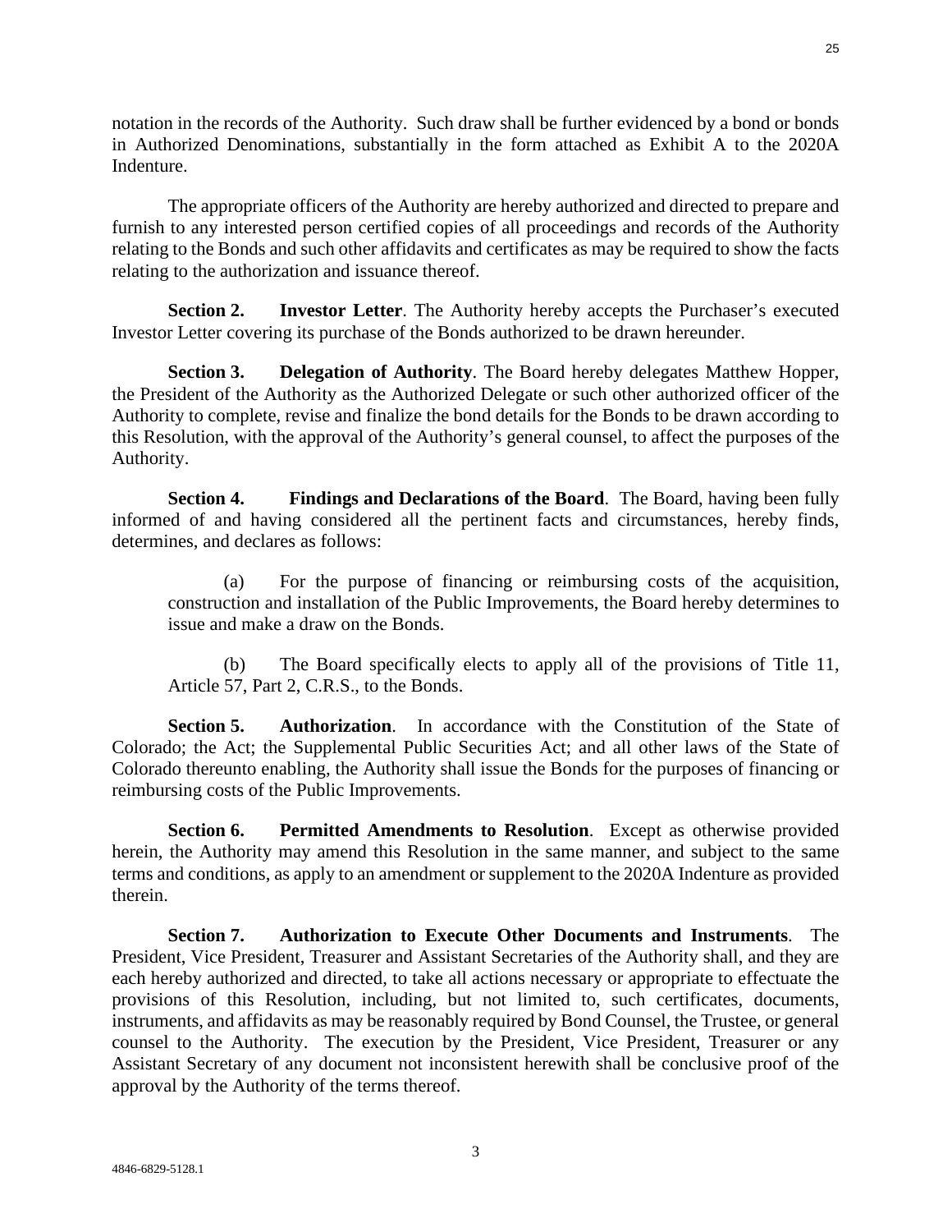notation in the records of the Authority. Such draw shall be further evidenced by a bond or bonds in Authorized Denominations, substantially in the form attached as Exhibit A to the 2020A Indenture.

The appropriate officers of the Authority are hereby authorized and directed to prepare and furnish to any interested person certified copies of all proceedings and records of the Authority relating to the Bonds and such other affidavits and certificates as may be required to show the facts relating to the authorization and issuance thereof.

**Section 2. Investor Letter**. The Authority hereby accepts the Purchaser's executed Investor Letter covering its purchase of the Bonds authorized to be drawn hereunder.

**Section 3. Delegation of Authority**. The Board hereby delegates Matthew Hopper, the President of the Authority as the Authorized Delegate or such other authorized officer of the Authority to complete, revise and finalize the bond details for the Bonds to be drawn according to this Resolution, with the approval of the Authority's general counsel, to affect the purposes of the Authority.

**Section 4. Findings and Declarations of the Board**. The Board, having been fully informed of and having considered all the pertinent facts and circumstances, hereby finds, determines, and declares as follows:

(a) For the purpose of financing or reimbursing costs of the acquisition, construction and installation of the Public Improvements, the Board hereby determines to issue and make a draw on the Bonds.

(b) The Board specifically elects to apply all of the provisions of Title 11, Article 57, Part 2, C.R.S., to the Bonds.

**Section 5. Authorization**. In accordance with the Constitution of the State of Colorado; the Act; the Supplemental Public Securities Act; and all other laws of the State of Colorado thereunto enabling, the Authority shall issue the Bonds for the purposes of financing or reimbursing costs of the Public Improvements.

**Section 6. Permitted Amendments to Resolution**. Except as otherwise provided herein, the Authority may amend this Resolution in the same manner, and subject to the same terms and conditions, as apply to an amendment or supplement to the 2020A Indenture as provided therein.

**Section 7. Authorization to Execute Other Documents and Instruments**. The President, Vice President, Treasurer and Assistant Secretaries of the Authority shall, and they are each hereby authorized and directed, to take all actions necessary or appropriate to effectuate the provisions of this Resolution, including, but not limited to, such certificates, documents, instruments, and affidavits as may be reasonably required by Bond Counsel, the Trustee, or general counsel to the Authority. The execution by the President, Vice President, Treasurer or any Assistant Secretary of any document not inconsistent herewith shall be conclusive proof of the approval by the Authority of the terms thereof.

4846-6829-5128.1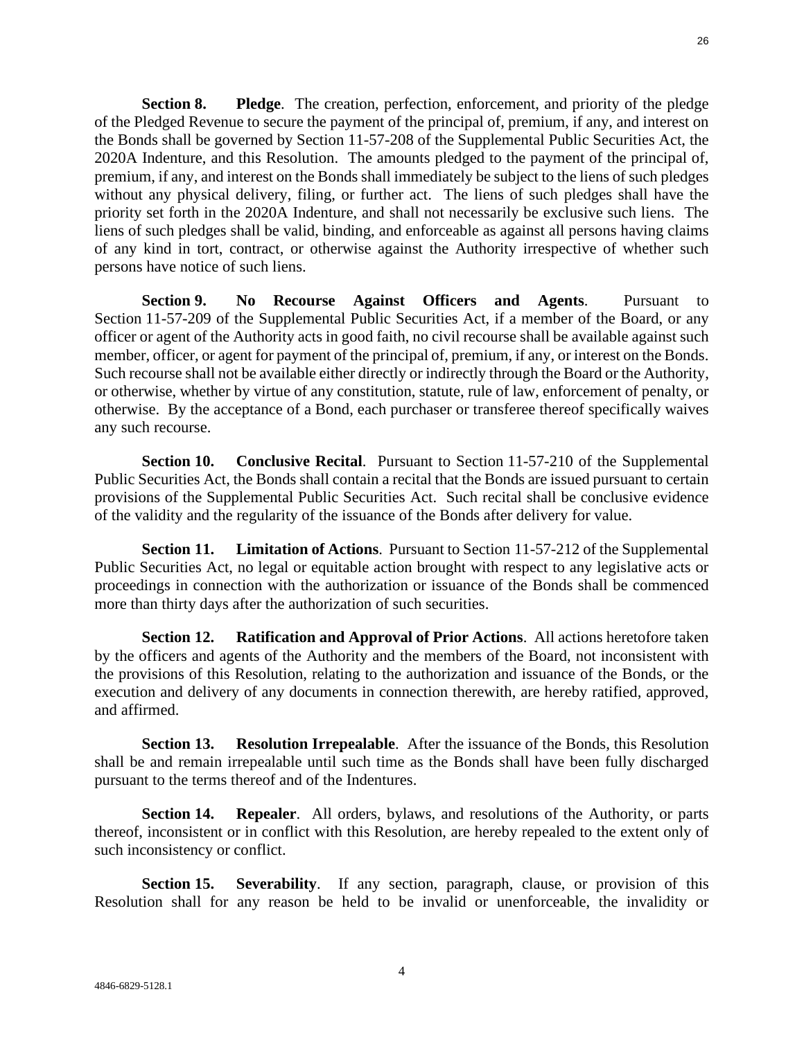**Section 8. Pledge**. The creation, perfection, enforcement, and priority of the pledge of the Pledged Revenue to secure the payment of the principal of, premium, if any, and interest on the Bonds shall be governed by Section 11-57-208 of the Supplemental Public Securities Act, the 2020A Indenture, and this Resolution. The amounts pledged to the payment of the principal of, premium, if any, and interest on the Bonds shall immediately be subject to the liens of such pledges without any physical delivery, filing, or further act. The liens of such pledges shall have the priority set forth in the 2020A Indenture, and shall not necessarily be exclusive such liens. The liens of such pledges shall be valid, binding, and enforceable as against all persons having claims of any kind in tort, contract, or otherwise against the Authority irrespective of whether such persons have notice of such liens.

**Section 9. No Recourse Against Officers and Agents**. Pursuant to Section 11-57-209 of the Supplemental Public Securities Act, if a member of the Board, or any officer or agent of the Authority acts in good faith, no civil recourse shall be available against such member, officer, or agent for payment of the principal of, premium, if any, or interest on the Bonds. Such recourse shall not be available either directly or indirectly through the Board or the Authority, or otherwise, whether by virtue of any constitution, statute, rule of law, enforcement of penalty, or otherwise. By the acceptance of a Bond, each purchaser or transferee thereof specifically waives any such recourse.

**Section 10. Conclusive Recital**. Pursuant to Section 11-57-210 of the Supplemental Public Securities Act, the Bonds shall contain a recital that the Bonds are issued pursuant to certain provisions of the Supplemental Public Securities Act. Such recital shall be conclusive evidence of the validity and the regularity of the issuance of the Bonds after delivery for value.

**Section 11. Limitation of Actions**. Pursuant to Section 11-57-212 of the Supplemental Public Securities Act, no legal or equitable action brought with respect to any legislative acts or proceedings in connection with the authorization or issuance of the Bonds shall be commenced more than thirty days after the authorization of such securities.

**Section 12. Ratification and Approval of Prior Actions**. All actions heretofore taken by the officers and agents of the Authority and the members of the Board, not inconsistent with the provisions of this Resolution, relating to the authorization and issuance of the Bonds, or the execution and delivery of any documents in connection therewith, are hereby ratified, approved, and affirmed.

**Section 13. Resolution Irrepealable**. After the issuance of the Bonds, this Resolution shall be and remain irrepealable until such time as the Bonds shall have been fully discharged pursuant to the terms thereof and of the Indentures.

**Section 14. Repealer**. All orders, bylaws, and resolutions of the Authority, or parts thereof, inconsistent or in conflict with this Resolution, are hereby repealed to the extent only of such inconsistency or conflict.

**Section 15. Severability**. If any section, paragraph, clause, or provision of this Resolution shall for any reason be held to be invalid or unenforceable, the invalidity or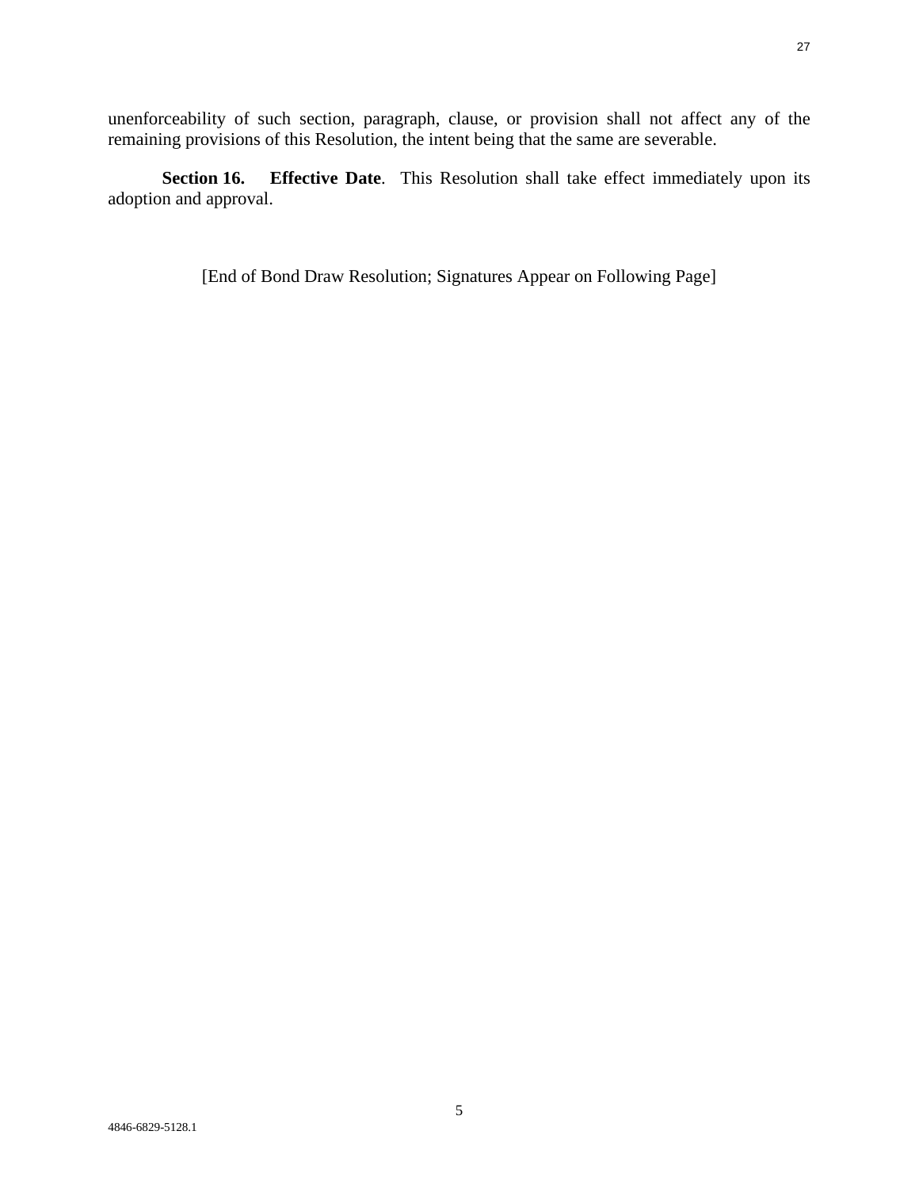unenforceability of such section, paragraph, clause, or provision shall not affect any of the remaining provisions of this Resolution, the intent being that the same are severable.

**Section 16. Effective Date**. This Resolution shall take effect immediately upon its adoption and approval.

[End of Bond Draw Resolution; Signatures Appear on Following Page]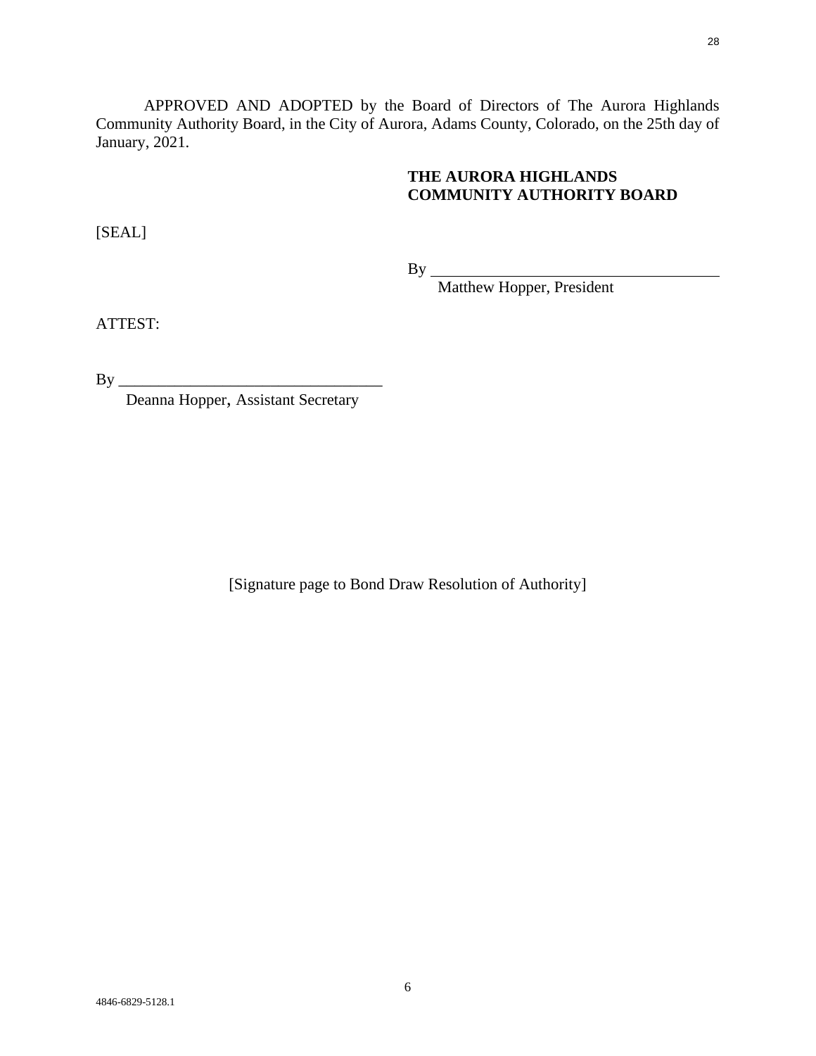APPROVED AND ADOPTED by the Board of Directors of The Aurora Highlands Community Authority Board, in the City of Aurora, Adams County, Colorado, on the 25th day of January, 2021.

**THE AURORA HIGHLANDS COMMUNITY AUTHORITY BOARD**

[SEAL]

By ___________________________________
Matthew Hopper, President

ATTEST:

By _________________________________
Deanna Hopper, Assistant Secretary

[Signature page to Bond Draw Resolution of Authority]

4846-6829-5128.1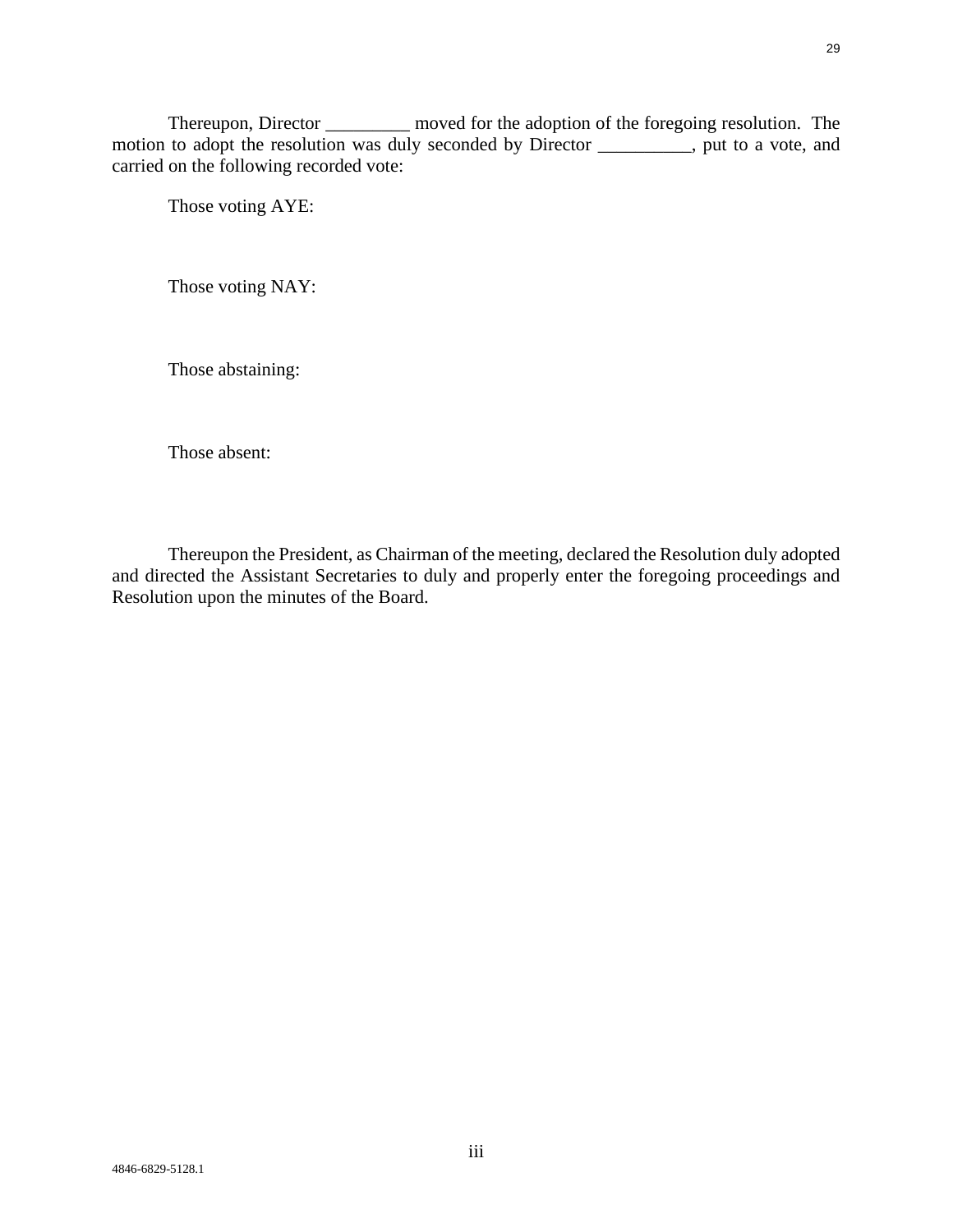Thereupon, Director _________ moved for the adoption of the foregoing resolution. The motion to adopt the resolution was duly seconded by Director __________, put to a vote, and carried on the following recorded vote:

Those voting AYE:

Those voting NAY:

Those abstaining:

Those absent:

Thereupon the President, as Chairman of the meeting, declared the Resolution duly adopted and directed the Assistant Secretaries to duly and properly enter the foregoing proceedings and Resolution upon the minutes of the Board.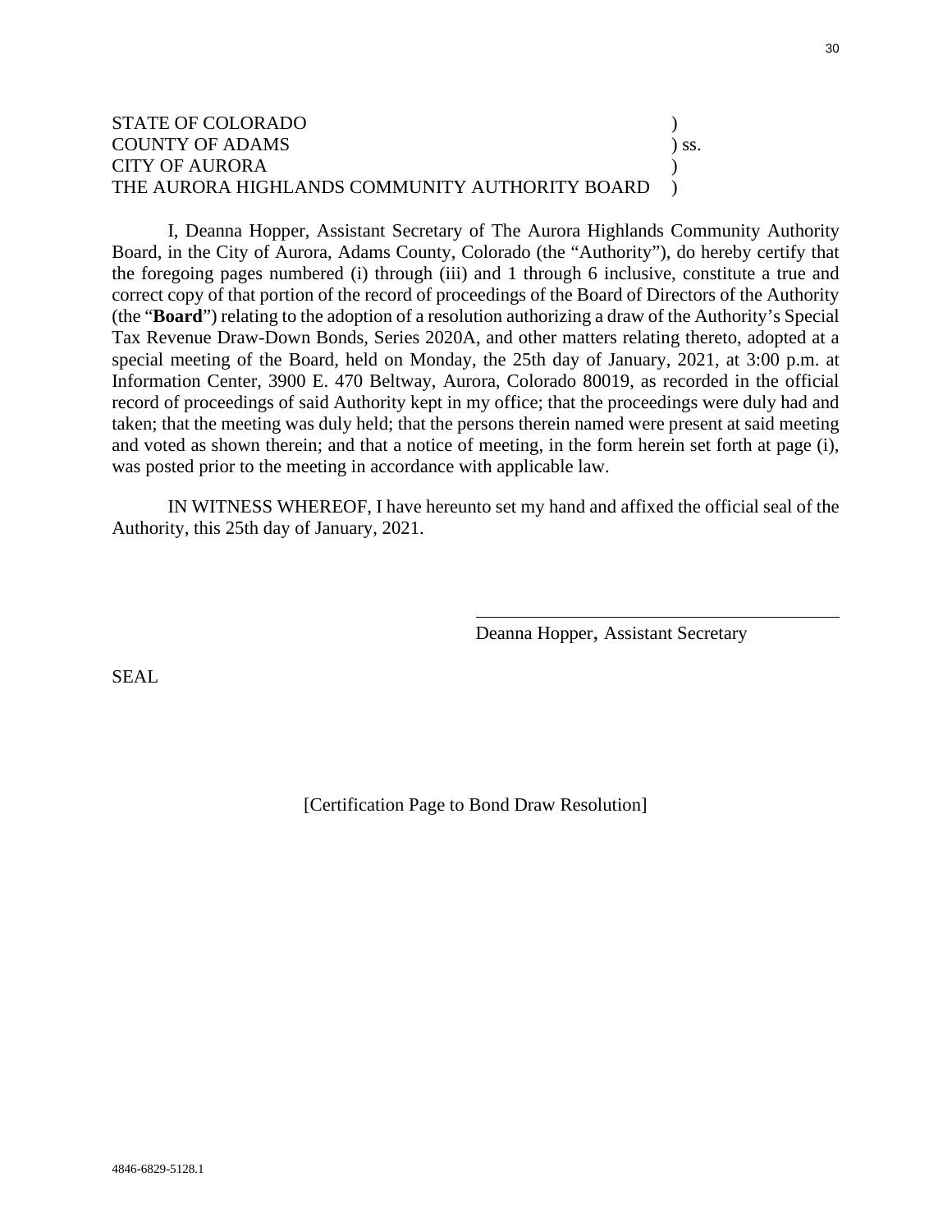STATE OF COLORADO )
COUNTY OF ADAMS ) ss.
CITY OF AURORA )
THE AURORA HIGHLANDS COMMUNITY AUTHORITY BOARD )

I, Deanna Hopper, Assistant Secretary of The Aurora Highlands Community Authority Board, in the City of Aurora, Adams County, Colorado (the "Authority"), do hereby certify that the foregoing pages numbered (i) through (iii) and 1 through 6 inclusive, constitute a true and correct copy of that portion of the record of proceedings of the Board of Directors of the Authority (the "**Board**") relating to the adoption of a resolution authorizing a draw of the Authority's Special Tax Revenue Draw-Down Bonds, Series 2020A, and other matters relating thereto, adopted at a special meeting of the Board, held on Monday, the 25th day of January, 2021, at 3:00 p.m. at Information Center, 3900 E. 470 Beltway, Aurora, Colorado 80019, as recorded in the official record of proceedings of said Authority kept in my office; that the proceedings were duly had and taken; that the meeting was duly held; that the persons therein named were present at said meeting and voted as shown therein; and that a notice of meeting, in the form herein set forth at page (i), was posted prior to the meeting in accordance with applicable law.

IN WITNESS WHEREOF, I have hereunto set my hand and affixed the official seal of the Authority, this 25th day of January, 2021.

\_\_\_\_\_\_\_\_\_\_\_\_\_\_\_\_\_\_\_\_\_\_\_\_\_\_\_\_\_\_\_\_\_\_\_\_\_\_\_\_
Deanna Hopper, Assistant Secretary

SEAL

[Certification Page to Bond Draw Resolution]

4846-6829-5128.1